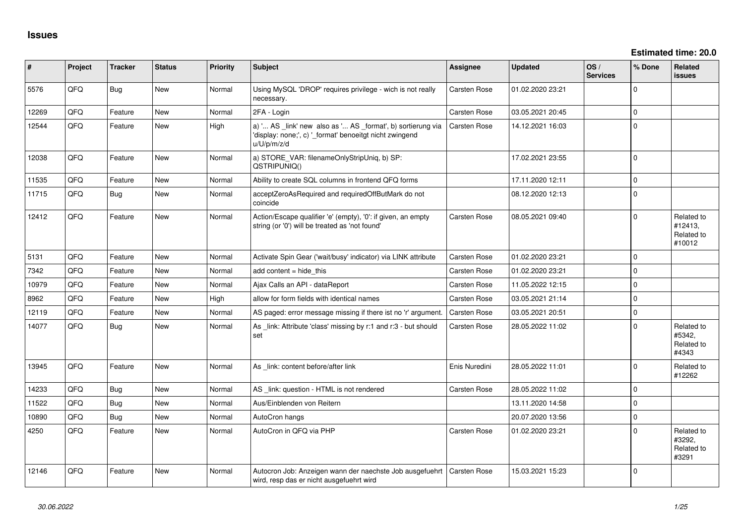# Issues

**Estimated time: 20.0**

| # | Project | Tracker | Status | Priority | Subject | Assignee | Updated | OS / Services | % Done | Related issues |
|---|---|---|---|---|---|---|---|---|---|---|
| 5576 | QFQ | Bug | New | Normal | Using MySQL 'DROP' requires privilege - wich is not really necessary. | Carsten Rose | 01.02.2020 23:21 | | 0 | |
| 12269 | QFQ | Feature | New | Normal | 2FA - Login | Carsten Rose | 03.05.2021 20:45 | | 0 | |
| 12544 | QFQ | Feature | New | High | a) '... AS _link' new also as '... AS _format', b) sortierung via 'display: none;', c) '_format' benoeitgt nicht zwingend u/U/p/m/z/d | Carsten Rose | 14.12.2021 16:03 | | 0 | |
| 12038 | QFQ | Feature | New | Normal | a) STORE_VAR: filenameOnlyStripUniq, b) SP: QSTRIPUNIQ() | | 17.02.2021 23:55 | | 0 | |
| 11535 | QFQ | Feature | New | Normal | Ability to create SQL columns in frontend QFQ forms | | 17.11.2020 12:11 | | 0 | |
| 11715 | QFQ | Bug | New | Normal | acceptZeroAsRequired and requiredOffButMark do not coincide | | 08.12.2020 12:13 | | 0 | |
| 12412 | QFQ | Feature | New | Normal | Action/Escape qualifier 'e' (empty), '0': if given, an empty string (or '0') will be treated as 'not found' | Carsten Rose | 08.05.2021 09:40 | | 0 | Related to #12413, Related to #10012 |
| 5131 | QFQ | Feature | New | Normal | Activate Spin Gear ('wait/busy' indicator) via LINK attribute | Carsten Rose | 01.02.2020 23:21 | | 0 | |
| 7342 | QFQ | Feature | New | Normal | add content = hide_this | Carsten Rose | 01.02.2020 23:21 | | 0 | |
| 10979 | QFQ | Feature | New | Normal | Ajax Calls an API - dataReport | Carsten Rose | 11.05.2022 12:15 | | 0 | |
| 8962 | QFQ | Feature | New | High | allow for form fields with identical names | Carsten Rose | 03.05.2021 21:14 | | 0 | |
| 12119 | QFQ | Feature | New | Normal | AS paged: error message missing if there ist no 'r' argument. | Carsten Rose | 03.05.2021 20:51 | | 0 | |
| 14077 | QFQ | Bug | New | Normal | As _link: Attribute 'class' missing by r:1 and r:3 - but should set | Carsten Rose | 28.05.2022 11:02 | | 0 | Related to #5342, Related to #4343 |
| 13945 | QFQ | Feature | New | Normal | As _link: content before/after link | Enis Nuredini | 28.05.2022 11:01 | | 0 | Related to #12262 |
| 14233 | QFQ | Bug | New | Normal | AS _link: question - HTML is not rendered | Carsten Rose | 28.05.2022 11:02 | | 0 | |
| 11522 | QFQ | Bug | New | Normal | Aus/Einblenden von Reitern | | 13.11.2020 14:58 | | 0 | |
| 10890 | QFQ | Bug | New | Normal | AutoCron hangs | | 20.07.2020 13:56 | | 0 | |
| 4250 | QFQ | Feature | New | Normal | AutoCron in QFQ via PHP | Carsten Rose | 01.02.2020 23:21 | | 0 | Related to #3292, Related to #3291 |
| 12146 | QFQ | Feature | New | Normal | Autocron Job: Anzeigen wann der naechste Job ausgefuehrt wird, resp das er nicht ausgefuehrt wird | Carsten Rose | 15.03.2021 15:23 | | 0 | |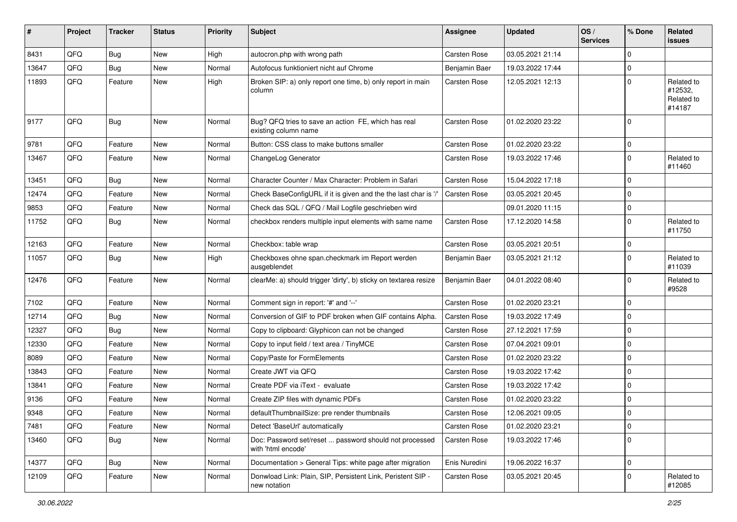| # | Project | Tracker | Status | Priority | Subject | Assignee | Updated | OS / Services | % Done | Related issues |
|---|---|---|---|---|---|---|---|---|---|---|
| 8431 | QFQ | Bug | New | High | autocron.php with wrong path | Carsten Rose | 03.05.2021 21:14 | | 0 | |
| 13647 | QFQ | Bug | New | Normal | Autofocus funktioniert nicht auf Chrome | Benjamin Baer | 19.03.2022 17:44 | | 0 | |
| 11893 | QFQ | Feature | New | High | Broken SIP: a) only report one time, b) only report in main column | Carsten Rose | 12.05.2021 12:13 | | 0 | Related to #12532, Related to #14187 |
| 9177 | QFQ | Bug | New | Normal | Bug? QFQ tries to save an action FE, which has real existing column name | Carsten Rose | 01.02.2020 23:22 | | 0 | |
| 9781 | QFQ | Feature | New | Normal | Button: CSS class to make buttons smaller | Carsten Rose | 01.02.2020 23:22 | | 0 | |
| 13467 | QFQ | Feature | New | Normal | ChangeLog Generator | Carsten Rose | 19.03.2022 17:46 | | 0 | Related to #11460 |
| 13451 | QFQ | Bug | New | Normal | Character Counter / Max Character: Problem in Safari | Carsten Rose | 15.04.2022 17:18 | | 0 | |
| 12474 | QFQ | Feature | New | Normal | Check BaseConfigURL if it is given and the the last char is '/' | Carsten Rose | 03.05.2021 20:45 | | 0 | |
| 9853 | QFQ | Feature | New | Normal | Check das SQL / QFQ / Mail Logfile geschrieben wird | | 09.01.2020 11:15 | | 0 | |
| 11752 | QFQ | Bug | New | Normal | checkbox renders multiple input elements with same name | Carsten Rose | 17.12.2020 14:58 | | 0 | Related to #11750 |
| 12163 | QFQ | Feature | New | Normal | Checkbox: table wrap | Carsten Rose | 03.05.2021 20:51 | | 0 | |
| 11057 | QFQ | Bug | New | High | Checkboxes ohne span.checkmark im Report werden ausgeblendet | Benjamin Baer | 03.05.2021 21:12 | | 0 | Related to #11039 |
| 12476 | QFQ | Feature | New | Normal | clearMe: a) should trigger 'dirty', b) sticky on textarea resize | Benjamin Baer | 04.01.2022 08:40 | | 0 | Related to #9528 |
| 7102 | QFQ | Feature | New | Normal | Comment sign in report: '#' and '--' | Carsten Rose | 01.02.2020 23:21 | | 0 | |
| 12714 | QFQ | Bug | New | Normal | Conversion of GIF to PDF broken when GIF contains Alpha. | Carsten Rose | 19.03.2022 17:49 | | 0 | |
| 12327 | QFQ | Bug | New | Normal | Copy to clipboard: Glyphicon can not be changed | Carsten Rose | 27.12.2021 17:59 | | 0 | |
| 12330 | QFQ | Feature | New | Normal | Copy to input field / text area / TinyMCE | Carsten Rose | 07.04.2021 09:01 | | 0 | |
| 8089 | QFQ | Feature | New | Normal | Copy/Paste for FormElements | Carsten Rose | 01.02.2020 23:22 | | 0 | |
| 13843 | QFQ | Feature | New | Normal | Create JWT via QFQ | Carsten Rose | 19.03.2022 17:42 | | 0 | |
| 13841 | QFQ | Feature | New | Normal | Create PDF via iText - evaluate | Carsten Rose | 19.03.2022 17:42 | | 0 | |
| 9136 | QFQ | Feature | New | Normal | Create ZIP files with dynamic PDFs | Carsten Rose | 01.02.2020 23:22 | | 0 | |
| 9348 | QFQ | Feature | New | Normal | defaultThumbnailSize: pre render thumbnails | Carsten Rose | 12.06.2021 09:05 | | 0 | |
| 7481 | QFQ | Feature | New | Normal | Detect 'BaseUrl' automatically | Carsten Rose | 01.02.2020 23:21 | | 0 | |
| 13460 | QFQ | Bug | New | Normal | Doc: Password set/reset ... password should not processed with 'html encode' | Carsten Rose | 19.03.2022 17:46 | | 0 | |
| 14377 | QFQ | Bug | New | Normal | Documentation > General Tips: white page after migration | Enis Nuredini | 19.06.2022 16:37 | | 0 | |
| 12109 | QFQ | Feature | New | Normal | Donwload Link: Plain, SIP, Persistent Link, Peristent SIP - new notation | Carsten Rose | 03.05.2021 20:45 | | 0 | Related to #12085 |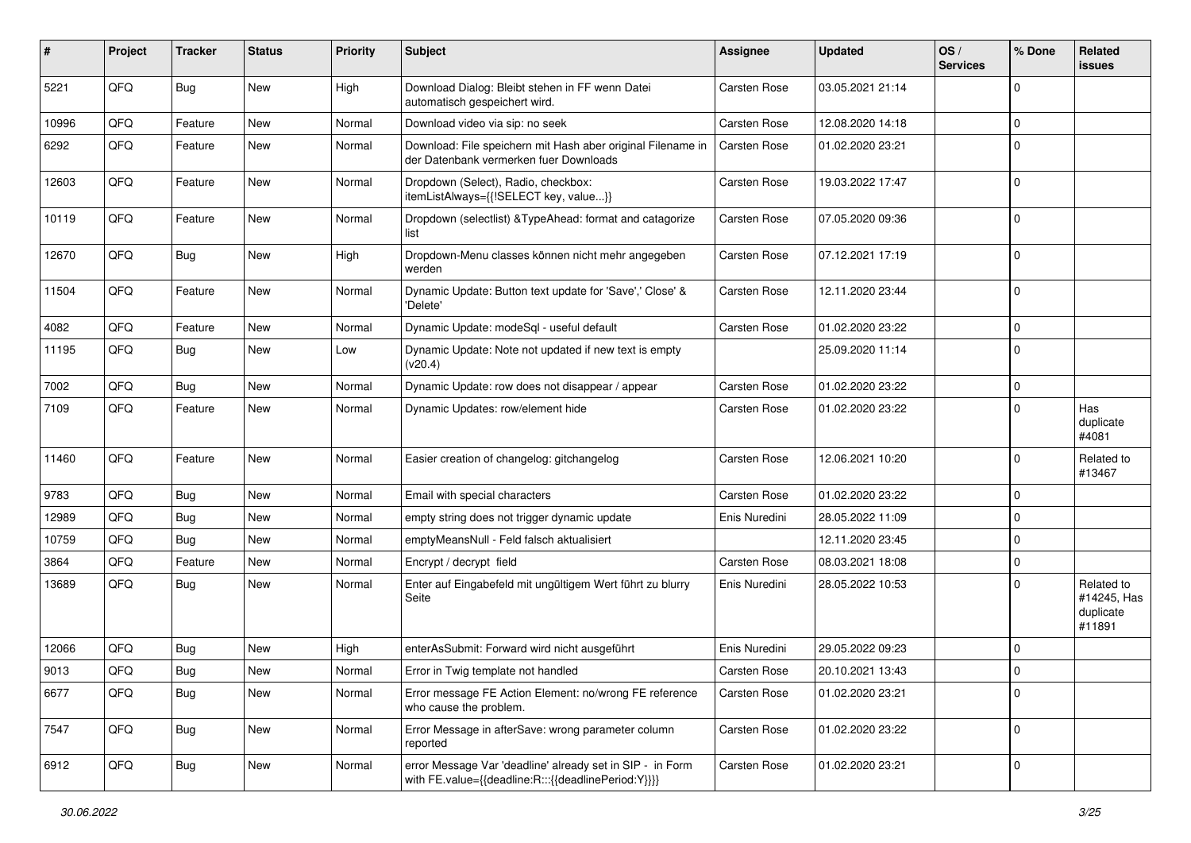| # | Project | Tracker | Status | Priority | Subject | Assignee | Updated | OS / Services | % Done | Related issues |
|---|---|---|---|---|---|---|---|---|---|---|
| 5221 | QFQ | Bug | New | High | Download Dialog: Bleibt stehen in FF wenn Datei automatisch gespeichert wird. | Carsten Rose | 03.05.2021 21:14 | | 0 | |
| 10996 | QFQ | Feature | New | Normal | Download video via sip: no seek | Carsten Rose | 12.08.2020 14:18 | | 0 | |
| 6292 | QFQ | Feature | New | Normal | Download: File speichern mit Hash aber original Filename in der Datenbank vermerken fuer Downloads | Carsten Rose | 01.02.2020 23:21 | | 0 | |
| 12603 | QFQ | Feature | New | Normal | Dropdown (Select), Radio, checkbox: itemListAlways={{!SELECT key, value...}} | Carsten Rose | 19.03.2022 17:47 | | 0 | |
| 10119 | QFQ | Feature | New | Normal | Dropdown (selectlist) &TypeAhead: format and catagorize list | Carsten Rose | 07.05.2020 09:36 | | 0 | |
| 12670 | QFQ | Bug | New | High | Dropdown-Menu classes können nicht mehr angegeben werden | Carsten Rose | 07.12.2021 17:19 | | 0 | |
| 11504 | QFQ | Feature | New | Normal | Dynamic Update: Button text update for 'Save',' Close' & 'Delete' | Carsten Rose | 12.11.2020 23:44 | | 0 | |
| 4082 | QFQ | Feature | New | Normal | Dynamic Update: modeSql - useful default | Carsten Rose | 01.02.2020 23:22 | | 0 | |
| 11195 | QFQ | Bug | New | Low | Dynamic Update: Note not updated if new text is empty (v20.4) | | 25.09.2020 11:14 | | 0 | |
| 7002 | QFQ | Bug | New | Normal | Dynamic Update: row does not disappear / appear | Carsten Rose | 01.02.2020 23:22 | | 0 | |
| 7109 | QFQ | Feature | New | Normal | Dynamic Updates: row/element hide | Carsten Rose | 01.02.2020 23:22 | | 0 | Has duplicate #4081 |
| 11460 | QFQ | Feature | New | Normal | Easier creation of changelog: gitchangelog | Carsten Rose | 12.06.2021 10:20 | | 0 | Related to #13467 |
| 9783 | QFQ | Bug | New | Normal | Email with special characters | Carsten Rose | 01.02.2020 23:22 | | 0 | |
| 12989 | QFQ | Bug | New | Normal | empty string does not trigger dynamic update | Enis Nuredini | 28.05.2022 11:09 | | 0 | |
| 10759 | QFQ | Bug | New | Normal | emptyMeansNull - Feld falsch aktualisiert | | 12.11.2020 23:45 | | 0 | |
| 3864 | QFQ | Feature | New | Normal | Encrypt / decrypt field | Carsten Rose | 08.03.2021 18:08 | | 0 | |
| 13689 | QFQ | Bug | New | Normal | Enter auf Eingabefeld mit ungültigem Wert führt zu blurry Seite | Enis Nuredini | 28.05.2022 10:53 | | 0 | Related to #14245, Has duplicate #11891 |
| 12066 | QFQ | Bug | New | High | enterAsSubmit: Forward wird nicht ausgeführt | Enis Nuredini | 29.05.2022 09:23 | | 0 | |
| 9013 | QFQ | Bug | New | Normal | Error in Twig template not handled | Carsten Rose | 20.10.2021 13:43 | | 0 | |
| 6677 | QFQ | Bug | New | Normal | Error message FE Action Element: no/wrong FE reference who cause the problem. | Carsten Rose | 01.02.2020 23:21 | | 0 | |
| 7547 | QFQ | Bug | New | Normal | Error Message in afterSave: wrong parameter column reported | Carsten Rose | 01.02.2020 23:22 | | 0 | |
| 6912 | QFQ | Bug | New | Normal | error Message Var 'deadline' already set in SIP - in Form with FE.value={{deadline:R:::{{deadlinePeriod:Y}}}} | Carsten Rose | 01.02.2020 23:21 | | 0 | |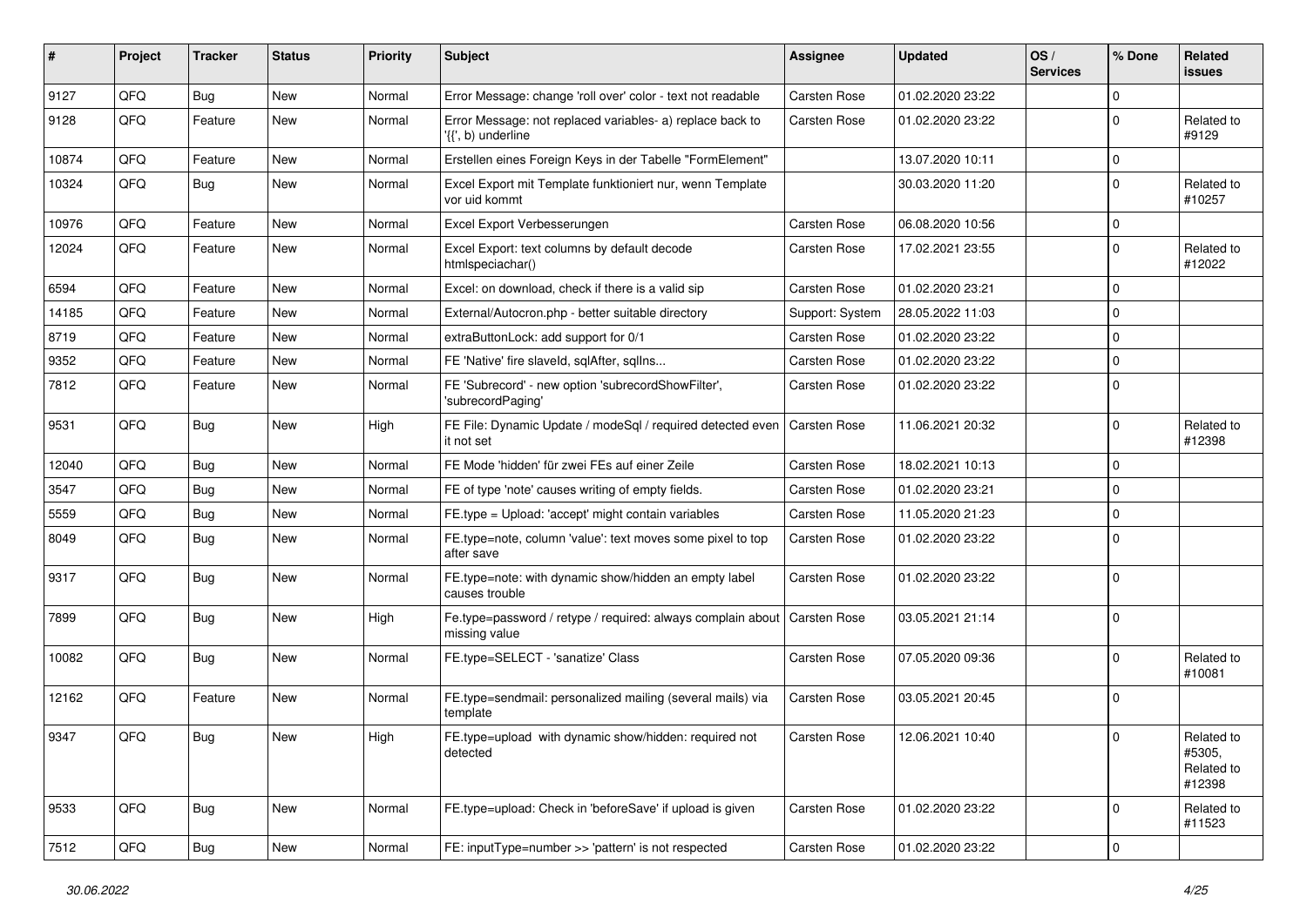| # | Project | Tracker | Status | Priority | Subject | Assignee | Updated | OS / Services | % Done | Related issues |
|---|---|---|---|---|---|---|---|---|---|---|
| 9127 | QFQ | Bug | New | Normal | Error Message: change 'roll over' color - text not readable | Carsten Rose | 01.02.2020 23:22 | | 0 | |
| 9128 | QFQ | Feature | New | Normal | Error Message: not replaced variables- a) replace back to '{{', b) underline | Carsten Rose | 01.02.2020 23:22 | | 0 | Related to #9129 |
| 10874 | QFQ | Feature | New | Normal | Erstellen eines Foreign Keys in der Tabelle "FormElement" | | 13.07.2020 10:11 | | 0 | |
| 10324 | QFQ | Bug | New | Normal | Excel Export mit Template funktioniert nur, wenn Template vor uid kommt | | 30.03.2020 11:20 | | 0 | Related to #10257 |
| 10976 | QFQ | Feature | New | Normal | Excel Export Verbesserungen | Carsten Rose | 06.08.2020 10:56 | | 0 | |
| 12024 | QFQ | Feature | New | Normal | Excel Export: text columns by default decode htmlspeciachar() | Carsten Rose | 17.02.2021 23:55 | | 0 | Related to #12022 |
| 6594 | QFQ | Feature | New | Normal | Excel: on download, check if there is a valid sip | Carsten Rose | 01.02.2020 23:21 | | 0 | |
| 14185 | QFQ | Feature | New | Normal | External/Autocron.php - better suitable directory | Support: System | 28.05.2022 11:03 | | 0 | |
| 8719 | QFQ | Feature | New | Normal | extraButtonLock: add support for 0/1 | Carsten Rose | 01.02.2020 23:22 | | 0 | |
| 9352 | QFQ | Feature | New | Normal | FE 'Native' fire slaveId, sqlAfter, sqlIns... | Carsten Rose | 01.02.2020 23:22 | | 0 | |
| 7812 | QFQ | Feature | New | Normal | FE 'Subrecord' - new option 'subrecordShowFilter', 'subrecordPaging' | Carsten Rose | 01.02.2020 23:22 | | 0 | |
| 9531 | QFQ | Bug | New | High | FE File: Dynamic Update / modeSql / required detected even it not set | Carsten Rose | 11.06.2021 20:32 | | 0 | Related to #12398 |
| 12040 | QFQ | Bug | New | Normal | FE Mode 'hidden' für zwei FEs auf einer Zeile | Carsten Rose | 18.02.2021 10:13 | | 0 | |
| 3547 | QFQ | Bug | New | Normal | FE of type 'note' causes writing of empty fields. | Carsten Rose | 01.02.2020 23:21 | | 0 | |
| 5559 | QFQ | Bug | New | Normal | FE.type = Upload: 'accept' might contain variables | Carsten Rose | 11.05.2020 21:23 | | 0 | |
| 8049 | QFQ | Bug | New | Normal | FE.type=note, column 'value': text moves some pixel to top after save | Carsten Rose | 01.02.2020 23:22 | | 0 | |
| 9317 | QFQ | Bug | New | Normal | FE.type=note: with dynamic show/hidden an empty label causes trouble | Carsten Rose | 01.02.2020 23:22 | | 0 | |
| 7899 | QFQ | Bug | New | High | Fe.type=password / retype / required: always complain about missing value | Carsten Rose | 03.05.2021 21:14 | | 0 | |
| 10082 | QFQ | Bug | New | Normal | FE.type=SELECT - 'sanatize' Class | Carsten Rose | 07.05.2020 09:36 | | 0 | Related to #10081 |
| 12162 | QFQ | Feature | New | Normal | FE.type=sendmail: personalized mailing (several mails) via template | Carsten Rose | 03.05.2021 20:45 | | 0 | |
| 9347 | QFQ | Bug | New | High | FE.type=upload with dynamic show/hidden: required not detected | Carsten Rose | 12.06.2021 10:40 | | 0 | Related to #5305, Related to #12398 |
| 9533 | QFQ | Bug | New | Normal | FE.type=upload: Check in 'beforeSave' if upload is given | Carsten Rose | 01.02.2020 23:22 | | 0 | Related to #11523 |
| 7512 | QFQ | Bug | New | Normal | FE: inputType=number >> 'pattern' is not respected | Carsten Rose | 01.02.2020 23:22 | | 0 | |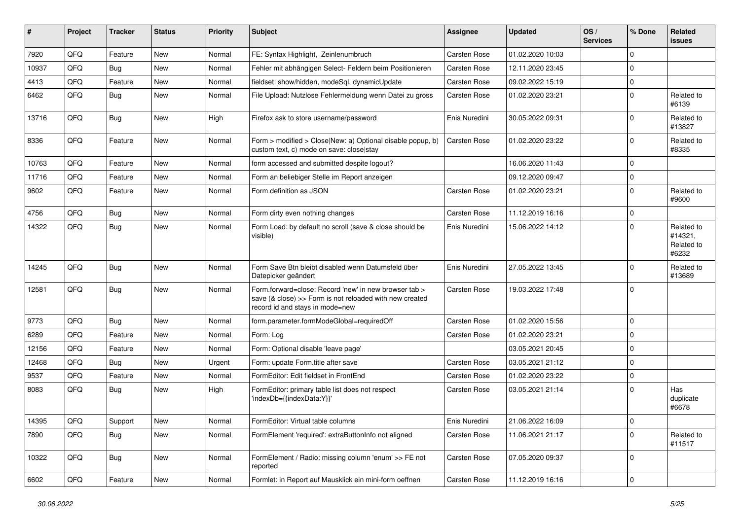| # | Project | Tracker | Status | Priority | Subject | Assignee | Updated | OS / Services | % Done | Related issues |
|---|---|---|---|---|---|---|---|---|---|---|
| 7920 | QFQ | Feature | New | Normal | FE: Syntax Highlight, Zeilenumbruch | Carsten Rose | 01.02.2020 10:03 | | 0 | |
| 10937 | QFQ | Bug | New | Normal | Fehler mit abhängigen Select- Feldern beim Positionieren | Carsten Rose | 12.11.2020 23:45 | | 0 | |
| 4413 | QFQ | Feature | New | Normal | fieldset: show/hidden, modeSql, dynamicUpdate | Carsten Rose | 09.02.2022 15:19 | | 0 | |
| 6462 | QFQ | Bug | New | Normal | File Upload: Nutzlose Fehlermeldung wenn Datei zu gross | Carsten Rose | 01.02.2020 23:21 | | 0 | Related to #6139 |
| 13716 | QFQ | Bug | New | High | Firefox ask to store username/password | Enis Nuredini | 30.05.2022 09:31 | | 0 | Related to #13827 |
| 8336 | QFQ | Feature | New | Normal | Form > modified > Close\|New: a) Optional disable popup, b) custom text, c) mode on save: close\|stay | Carsten Rose | 01.02.2020 23:22 | | 0 | Related to #8335 |
| 10763 | QFQ | Feature | New | Normal | form accessed and submitted despite logout? | | 16.06.2020 11:43 | | 0 | |
| 11716 | QFQ | Feature | New | Normal | Form an beliebiger Stelle im Report anzeigen | | 09.12.2020 09:47 | | 0 | |
| 9602 | QFQ | Feature | New | Normal | Form definition as JSON | Carsten Rose | 01.02.2020 23:21 | | 0 | Related to #9600 |
| 4756 | QFQ | Bug | New | Normal | Form dirty even nothing changes | Carsten Rose | 11.12.2019 16:16 | | 0 | |
| 14322 | QFQ | Bug | New | Normal | Form Load: by default no scroll (save & close should be visible) | Enis Nuredini | 15.06.2022 14:12 | | 0 | Related to #14321, Related to #6232 |
| 14245 | QFQ | Bug | New | Normal | Form Save Btn bleibt disabled wenn Datumsfeld über Datepicker geändert | Enis Nuredini | 27.05.2022 13:45 | | 0 | Related to #13689 |
| 12581 | QFQ | Bug | New | Normal | Form.forward=close: Record 'new' in new browser tab > save (& close) >> Form is not reloaded with new created record id and stays in mode=new | Carsten Rose | 19.03.2022 17:48 | | 0 | |
| 9773 | QFQ | Bug | New | Normal | form.parameter.formModeGlobal=requiredOff | Carsten Rose | 01.02.2020 15:56 | | 0 | |
| 6289 | QFQ | Feature | New | Normal | Form: Log | Carsten Rose | 01.02.2020 23:21 | | 0 | |
| 12156 | QFQ | Feature | New | Normal | Form: Optional disable 'leave page' | | 03.05.2021 20:45 | | 0 | |
| 12468 | QFQ | Bug | New | Urgent | Form: update Form.title after save | Carsten Rose | 03.05.2021 21:12 | | 0 | |
| 9537 | QFQ | Feature | New | Normal | FormEditor: Edit fieldset in FrontEnd | Carsten Rose | 01.02.2020 23:22 | | 0 | |
| 8083 | QFQ | Bug | New | High | FormEditor: primary table list does not respect 'indexDb={{indexData:Y}}' | Carsten Rose | 03.05.2021 21:14 | | 0 | Has duplicate #6678 |
| 14395 | QFQ | Support | New | Normal | FormEditor: Virtual table columns | Enis Nuredini | 21.06.2022 16:09 | | 0 | |
| 7890 | QFQ | Bug | New | Normal | FormElement 'required': extraButtonInfo not aligned | Carsten Rose | 11.06.2021 21:17 | | 0 | Related to #11517 |
| 10322 | QFQ | Bug | New | Normal | FormElement / Radio: missing column 'enum' >> FE not reported | Carsten Rose | 07.05.2020 09:37 | | 0 | |
| 6602 | QFQ | Feature | New | Normal | Formlet: in Report auf Mausklick ein mini-form oeffnen | Carsten Rose | 11.12.2019 16:16 | | 0 | |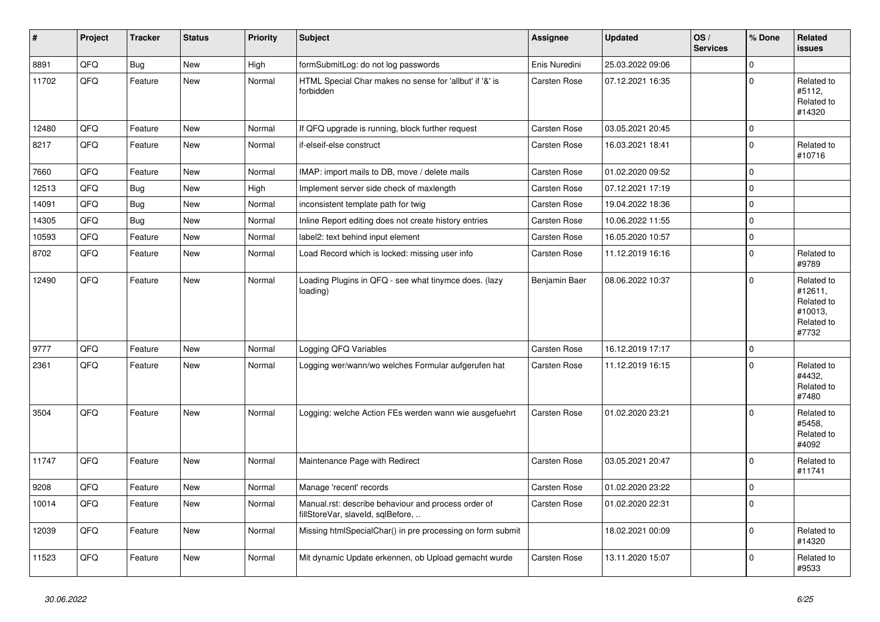| # | Project | Tracker | Status | Priority | Subject | Assignee | Updated | OS / Services | % Done | Related issues |
|---|---|---|---|---|---|---|---|---|---|---|
| 8891 | QFQ | Bug | New | High | formSubmitLog: do not log passwords | Enis Nuredini | 25.03.2022 09:06 | | 0 | |
| 11702 | QFQ | Feature | New | Normal | HTML Special Char makes no sense for 'allbut' if '&' is forbidden | Carsten Rose | 07.12.2021 16:35 | | 0 | Related to #5112, Related to #14320 |
| 12480 | QFQ | Feature | New | Normal | If QFQ upgrade is running, block further request | Carsten Rose | 03.05.2021 20:45 | | 0 | |
| 8217 | QFQ | Feature | New | Normal | if-elseif-else construct | Carsten Rose | 16.03.2021 18:41 | | 0 | Related to #10716 |
| 7660 | QFQ | Feature | New | Normal | IMAP: import mails to DB, move / delete mails | Carsten Rose | 01.02.2020 09:52 | | 0 | |
| 12513 | QFQ | Bug | New | High | Implement server side check of maxlength | Carsten Rose | 07.12.2021 17:19 | | 0 | |
| 14091 | QFQ | Bug | New | Normal | inconsistent template path for twig | Carsten Rose | 19.04.2022 18:36 | | 0 | |
| 14305 | QFQ | Bug | New | Normal | Inline Report editing does not create history entries | Carsten Rose | 10.06.2022 11:55 | | 0 | |
| 10593 | QFQ | Feature | New | Normal | label2: text behind input element | Carsten Rose | 16.05.2020 10:57 | | 0 | |
| 8702 | QFQ | Feature | New | Normal | Load Record which is locked: missing user info | Carsten Rose | 11.12.2019 16:16 | | 0 | Related to #9789 |
| 12490 | QFQ | Feature | New | Normal | Loading Plugins in QFQ - see what tinymce does. (lazy loading) | Benjamin Baer | 08.06.2022 10:37 | | 0 | Related to #12611, Related to #10013, Related to #7732 |
| 9777 | QFQ | Feature | New | Normal | Logging QFQ Variables | Carsten Rose | 16.12.2019 17:17 | | 0 | |
| 2361 | QFQ | Feature | New | Normal | Logging wer/wann/wo welches Formular aufgerufen hat | Carsten Rose | 11.12.2019 16:15 | | 0 | Related to #4432, Related to #7480 |
| 3504 | QFQ | Feature | New | Normal | Logging: welche Action FEs werden wann wie ausgefuehrt | Carsten Rose | 01.02.2020 23:21 | | 0 | Related to #5458, Related to #4092 |
| 11747 | QFQ | Feature | New | Normal | Maintenance Page with Redirect | Carsten Rose | 03.05.2021 20:47 | | 0 | Related to #11741 |
| 9208 | QFQ | Feature | New | Normal | Manage 'recent' records | Carsten Rose | 01.02.2020 23:22 | | 0 | |
| 10014 | QFQ | Feature | New | Normal | Manual.rst: describe behaviour and process order of fillStoreVar, slaveId, sqlBefore, .. | Carsten Rose | 01.02.2020 22:31 | | 0 | |
| 12039 | QFQ | Feature | New | Normal | Missing htmlSpecialChar() in pre processing on form submit | | 18.02.2021 00:09 | | 0 | Related to #14320 |
| 11523 | QFQ | Feature | New | Normal | Mit dynamic Update erkennen, ob Upload gemacht wurde | Carsten Rose | 13.11.2020 15:07 | | 0 | Related to #9533 |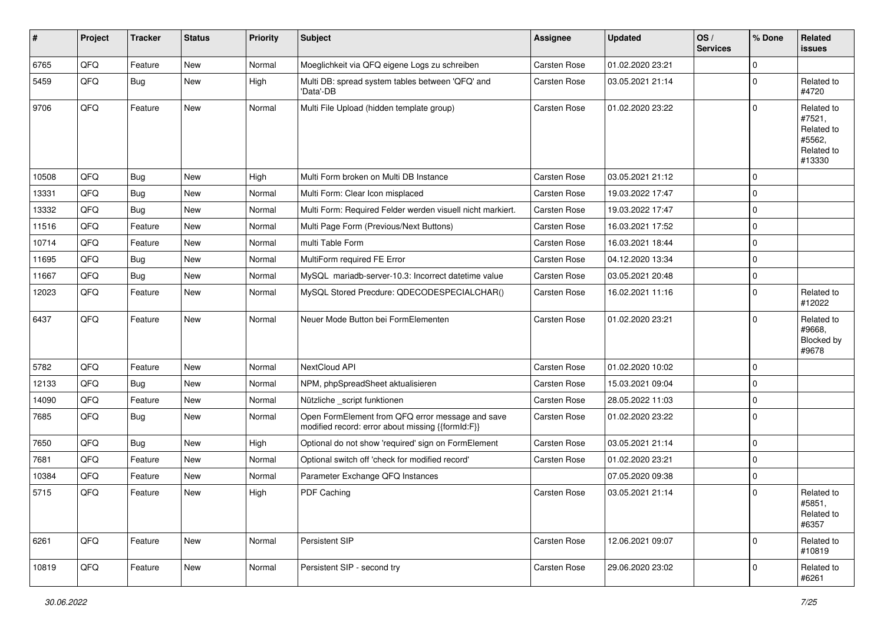| # | Project | Tracker | Status | Priority | Subject | Assignee | Updated | OS / Services | % Done | Related issues |
|---|---|---|---|---|---|---|---|---|---|---|
| 6765 | QFQ | Feature | New | Normal | Moeglichkeit via QFQ eigene Logs zu schreiben | Carsten Rose | 01.02.2020 23:21 | | 0 | |
| 5459 | QFQ | Bug | New | High | Multi DB: spread system tables between 'QFQ' and 'Data'-DB | Carsten Rose | 03.05.2021 21:14 | | 0 | Related to #4720 |
| 9706 | QFQ | Feature | New | Normal | Multi File Upload (hidden template group) | Carsten Rose | 01.02.2020 23:22 | | 0 | Related to #7521, Related to #5562, Related to #13330 |
| 10508 | QFQ | Bug | New | High | Multi Form broken on Multi DB Instance | Carsten Rose | 03.05.2021 21:12 | | 0 | |
| 13331 | QFQ | Bug | New | Normal | Multi Form: Clear Icon misplaced | Carsten Rose | 19.03.2022 17:47 | | 0 | |
| 13332 | QFQ | Bug | New | Normal | Multi Form: Required Felder werden visuell nicht markiert. | Carsten Rose | 19.03.2022 17:47 | | 0 | |
| 11516 | QFQ | Feature | New | Normal | Multi Page Form (Previous/Next Buttons) | Carsten Rose | 16.03.2021 17:52 | | 0 | |
| 10714 | QFQ | Feature | New | Normal | multi Table Form | Carsten Rose | 16.03.2021 18:44 | | 0 | |
| 11695 | QFQ | Bug | New | Normal | MultiForm required FE Error | Carsten Rose | 04.12.2020 13:34 | | 0 | |
| 11667 | QFQ | Bug | New | Normal | MySQL mariadb-server-10.3: Incorrect datetime value | Carsten Rose | 03.05.2021 20:48 | | 0 | |
| 12023 | QFQ | Feature | New | Normal | MySQL Stored Precdure: QDECODESPECIALCHAR() | Carsten Rose | 16.02.2021 11:16 | | 0 | Related to #12022 |
| 6437 | QFQ | Feature | New | Normal | Neuer Mode Button bei FormElementen | Carsten Rose | 01.02.2020 23:21 | | 0 | Related to #9668, Blocked by #9678 |
| 5782 | QFQ | Feature | New | Normal | NextCloud API | Carsten Rose | 01.02.2020 10:02 | | 0 | |
| 12133 | QFQ | Bug | New | Normal | NPM, phpSpreadSheet aktualisieren | Carsten Rose | 15.03.2021 09:04 | | 0 | |
| 14090 | QFQ | Feature | New | Normal | Nützliche _script funktionen | Carsten Rose | 28.05.2022 11:03 | | 0 | |
| 7685 | QFQ | Bug | New | Normal | Open FormElement from QFQ error message and save modified record: error about missing {{formId:F}} | Carsten Rose | 01.02.2020 23:22 | | 0 | |
| 7650 | QFQ | Bug | New | High | Optional do not show 'required' sign on FormElement | Carsten Rose | 03.05.2021 21:14 | | 0 | |
| 7681 | QFQ | Feature | New | Normal | Optional switch off 'check for modified record' | Carsten Rose | 01.02.2020 23:21 | | 0 | |
| 10384 | QFQ | Feature | New | Normal | Parameter Exchange QFQ Instances | | 07.05.2020 09:38 | | 0 | |
| 5715 | QFQ | Feature | New | High | PDF Caching | Carsten Rose | 03.05.2021 21:14 | | 0 | Related to #5851, Related to #6357 |
| 6261 | QFQ | Feature | New | Normal | Persistent SIP | Carsten Rose | 12.06.2021 09:07 | | 0 | Related to #10819 |
| 10819 | QFQ | Feature | New | Normal | Persistent SIP - second try | Carsten Rose | 29.06.2020 23:02 | | 0 | Related to #6261 |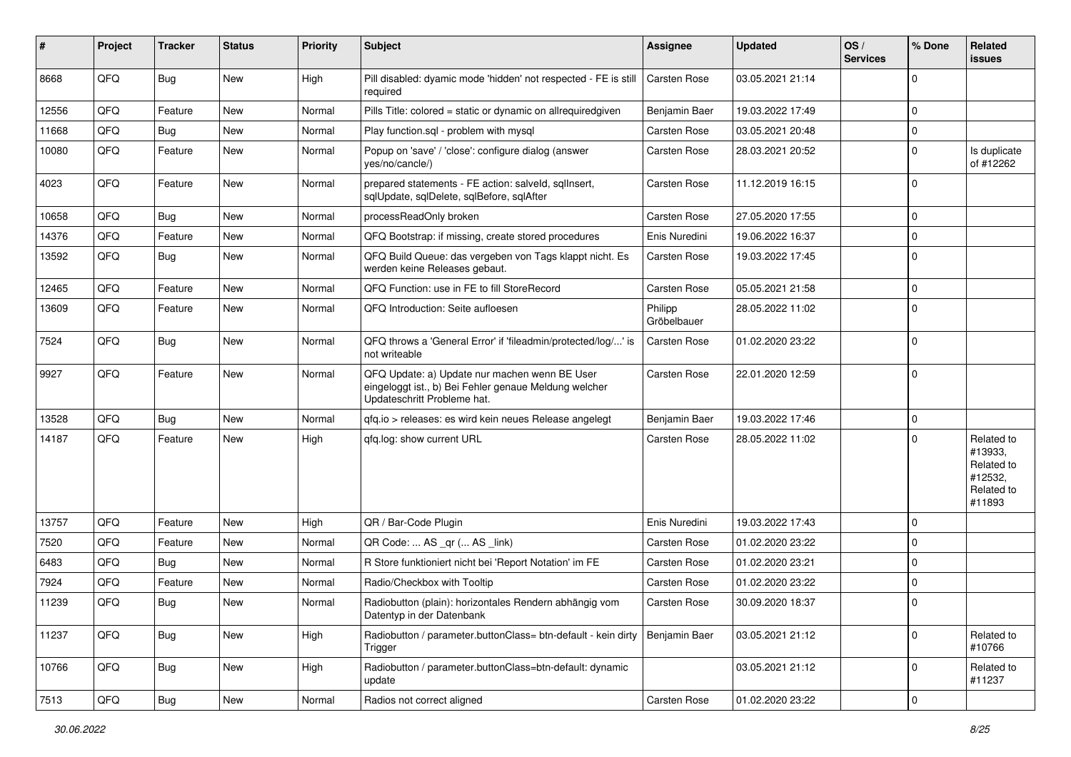| # | Project | Tracker | Status | Priority | Subject | Assignee | Updated | OS / Services | % Done | Related issues |
|---|---|---|---|---|---|---|---|---|---|---|
| 8668 | QFQ | Bug | New | High | Pill disabled: dyamic mode 'hidden' not respected - FE is still required | Carsten Rose | 03.05.2021 21:14 | | 0 | |
| 12556 | QFQ | Feature | New | Normal | Pills Title: colored = static or dynamic on allrequiredgiven | Benjamin Baer | 19.03.2022 17:49 | | 0 | |
| 11668 | QFQ | Bug | New | Normal | Play function.sql - problem with mysql | Carsten Rose | 03.05.2021 20:48 | | 0 | |
| 10080 | QFQ | Feature | New | Normal | Popup on 'save' / 'close': configure dialog (answer yes/no/cancle/) | Carsten Rose | 28.03.2021 20:52 | | 0 | Is duplicate of #12262 |
| 4023 | QFQ | Feature | New | Normal | prepared statements - FE action: salveld, sqlInsert, sqlUpdate, sqlDelete, sqlBefore, sqlAfter | Carsten Rose | 11.12.2019 16:15 | | 0 | |
| 10658 | QFQ | Bug | New | Normal | processReadOnly broken | Carsten Rose | 27.05.2020 17:55 | | 0 | |
| 14376 | QFQ | Feature | New | Normal | QFQ Bootstrap: if missing, create stored procedures | Enis Nuredini | 19.06.2022 16:37 | | 0 | |
| 13592 | QFQ | Bug | New | Normal | QFQ Build Queue: das vergeben von Tags klappt nicht. Es werden keine Releases gebaut. | Carsten Rose | 19.03.2022 17:45 | | 0 | |
| 12465 | QFQ | Feature | New | Normal | QFQ Function: use in FE to fill StoreRecord | Carsten Rose | 05.05.2021 21:58 | | 0 | |
| 13609 | QFQ | Feature | New | Normal | QFQ Introduction: Seite aufloesen | Philipp Gröbelbauer | 28.05.2022 11:02 | | 0 | |
| 7524 | QFQ | Bug | New | Normal | QFQ throws a 'General Error' if 'fileadmin/protected/log/...' is not writeable | Carsten Rose | 01.02.2020 23:22 | | 0 | |
| 9927 | QFQ | Feature | New | Normal | QFQ Update: a) Update nur machen wenn BE User eingeloggt ist., b) Bei Fehler genaue Meldung welcher Updateschritt Probleme hat. | Carsten Rose | 22.01.2020 12:59 | | 0 | |
| 13528 | QFQ | Bug | New | Normal | qfq.io > releases: es wird kein neues Release angelegt | Benjamin Baer | 19.03.2022 17:46 | | 0 | |
| 14187 | QFQ | Feature | New | High | qfq.log: show current URL | Carsten Rose | 28.05.2022 11:02 | | 0 | Related to #13933, Related to #12532, Related to #11893 |
| 13757 | QFQ | Feature | New | High | QR / Bar-Code Plugin | Enis Nuredini | 19.03.2022 17:43 | | 0 | |
| 7520 | QFQ | Feature | New | Normal | QR Code: ... AS _qr ( ... AS _link) | Carsten Rose | 01.02.2020 23:22 | | 0 | |
| 6483 | QFQ | Bug | New | Normal | R Store funktioniert nicht bei 'Report Notation' im FE | Carsten Rose | 01.02.2020 23:21 | | 0 | |
| 7924 | QFQ | Feature | New | Normal | Radio/Checkbox with Tooltip | Carsten Rose | 01.02.2020 23:22 | | 0 | |
| 11239 | QFQ | Bug | New | Normal | Radiobutton (plain): horizontales Rendern abhängig vom Datentyp in der Datenbank | Carsten Rose | 30.09.2020 18:37 | | 0 | |
| 11237 | QFQ | Bug | New | High | Radiobutton / parameter.buttonClass= btn-default - kein dirty Trigger | Benjamin Baer | 03.05.2021 21:12 | | 0 | Related to #10766 |
| 10766 | QFQ | Bug | New | High | Radiobutton / parameter.buttonClass=btn-default: dynamic update | | 03.05.2021 21:12 | | 0 | Related to #11237 |
| 7513 | QFQ | Bug | New | Normal | Radios not correct aligned | Carsten Rose | 01.02.2020 23:22 | | 0 | |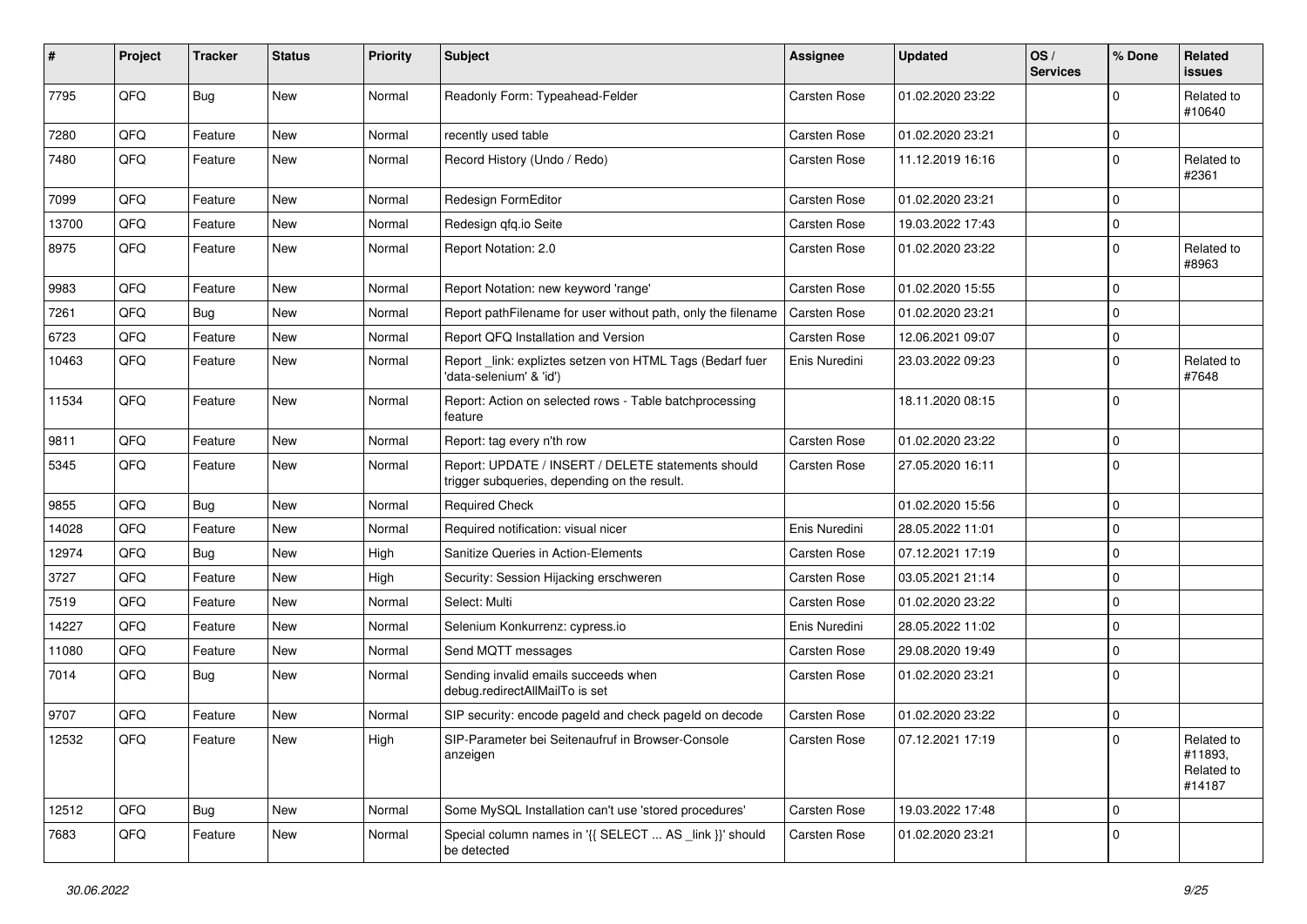| # | Project | Tracker | Status | Priority | Subject | Assignee | Updated | OS / Services | % Done | Related issues |
|---|---|---|---|---|---|---|---|---|---|---|
| 7795 | QFQ | Bug | New | Normal | Readonly Form: Typeahead-Felder | Carsten Rose | 01.02.2020 23:22 | | 0 | Related to #10640 |
| 7280 | QFQ | Feature | New | Normal | recently used table | Carsten Rose | 01.02.2020 23:21 | | 0 | |
| 7480 | QFQ | Feature | New | Normal | Record History (Undo / Redo) | Carsten Rose | 11.12.2019 16:16 | | 0 | Related to #2361 |
| 7099 | QFQ | Feature | New | Normal | Redesign FormEditor | Carsten Rose | 01.02.2020 23:21 | | 0 | |
| 13700 | QFQ | Feature | New | Normal | Redesign qfq.io Seite | Carsten Rose | 19.03.2022 17:43 | | 0 | |
| 8975 | QFQ | Feature | New | Normal | Report Notation: 2.0 | Carsten Rose | 01.02.2020 23:22 | | 0 | Related to #8963 |
| 9983 | QFQ | Feature | New | Normal | Report Notation: new keyword 'range' | Carsten Rose | 01.02.2020 15:55 | | 0 | |
| 7261 | QFQ | Bug | New | Normal | Report pathFilename for user without path, only the filename | Carsten Rose | 01.02.2020 23:21 | | 0 | |
| 6723 | QFQ | Feature | New | Normal | Report QFQ Installation and Version | Carsten Rose | 12.06.2021 09:07 | | 0 | |
| 10463 | QFQ | Feature | New | Normal | Report _link: expliztes setzen von HTML Tags (Bedarf fuer 'data-selenium' & 'id') | Enis Nuredini | 23.03.2022 09:23 | | 0 | Related to #7648 |
| 11534 | QFQ | Feature | New | Normal | Report: Action on selected rows - Table batchprocessing feature | | 18.11.2020 08:15 | | 0 | |
| 9811 | QFQ | Feature | New | Normal | Report: tag every n'th row | Carsten Rose | 01.02.2020 23:22 | | 0 | |
| 5345 | QFQ | Feature | New | Normal | Report: UPDATE / INSERT / DELETE statements should trigger subqueries, depending on the result. | Carsten Rose | 27.05.2020 16:11 | | 0 | |
| 9855 | QFQ | Bug | New | Normal | Required Check | | 01.02.2020 15:56 | | 0 | |
| 14028 | QFQ | Feature | New | Normal | Required notification: visual nicer | Enis Nuredini | 28.05.2022 11:01 | | 0 | |
| 12974 | QFQ | Bug | New | High | Sanitize Queries in Action-Elements | Carsten Rose | 07.12.2021 17:19 | | 0 | |
| 3727 | QFQ | Feature | New | High | Security: Session Hijacking erschweren | Carsten Rose | 03.05.2021 21:14 | | 0 | |
| 7519 | QFQ | Feature | New | Normal | Select: Multi | Carsten Rose | 01.02.2020 23:22 | | 0 | |
| 14227 | QFQ | Feature | New | Normal | Selenium Konkurrenz: cypress.io | Enis Nuredini | 28.05.2022 11:02 | | 0 | |
| 11080 | QFQ | Feature | New | Normal | Send MQTT messages | Carsten Rose | 29.08.2020 19:49 | | 0 | |
| 7014 | QFQ | Bug | New | Normal | Sending invalid emails succeeds when debug.redirectAllMailTo is set | Carsten Rose | 01.02.2020 23:21 | | 0 | |
| 9707 | QFQ | Feature | New | Normal | SIP security: encode pageId and check pageId on decode | Carsten Rose | 01.02.2020 23:22 | | 0 | |
| 12532 | QFQ | Feature | New | High | SIP-Parameter bei Seitenaufruf in Browser-Console anzeigen | Carsten Rose | 07.12.2021 17:19 | | 0 | Related to #11893, Related to #14187 |
| 12512 | QFQ | Bug | New | Normal | Some MySQL Installation can't use 'stored procedures' | Carsten Rose | 19.03.2022 17:48 | | 0 | |
| 7683 | QFQ | Feature | New | Normal | Special column names in '{{ SELECT ... AS _link }}' should be detected | Carsten Rose | 01.02.2020 23:21 | | 0 | |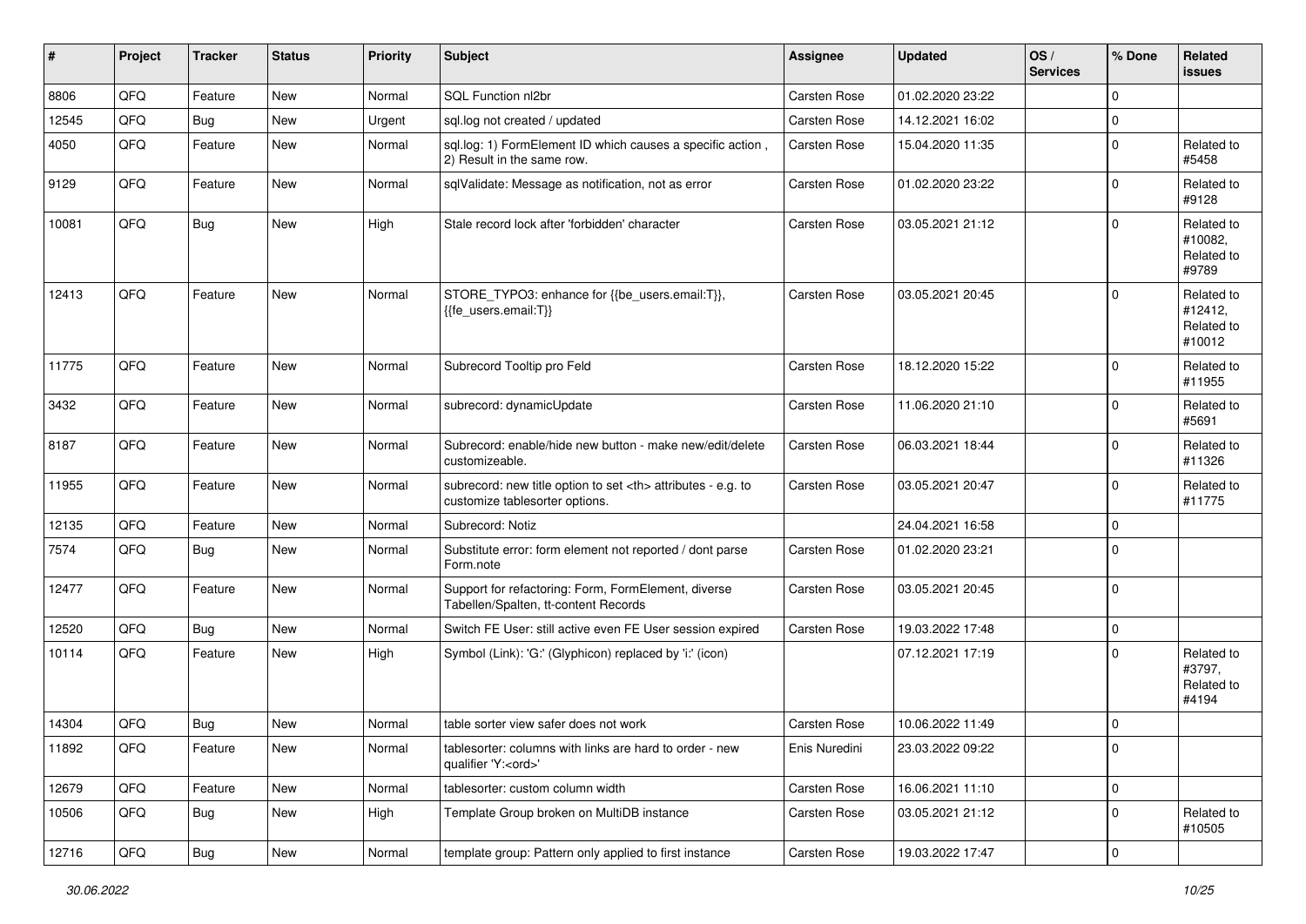| # | Project | Tracker | Status | Priority | Subject | Assignee | Updated | OS / Services | % Done | Related issues |
|---|---|---|---|---|---|---|---|---|---|---|
| 8806 | QFQ | Feature | New | Normal | SQL Function nl2br | Carsten Rose | 01.02.2020 23:22 | | 0 | |
| 12545 | QFQ | Bug | New | Urgent | sql.log not created / updated | Carsten Rose | 14.12.2021 16:02 | | 0 | |
| 4050 | QFQ | Feature | New | Normal | sql.log: 1) FormElement ID which causes a specific action , 2) Result in the same row. | Carsten Rose | 15.04.2020 11:35 | | 0 | Related to #5458 |
| 9129 | QFQ | Feature | New | Normal | sqlValidate: Message as notification, not as error | Carsten Rose | 01.02.2020 23:22 | | 0 | Related to #9128 |
| 10081 | QFQ | Bug | New | High | Stale record lock after 'forbidden' character | Carsten Rose | 03.05.2021 21:12 | | 0 | Related to #10082, Related to #9789 |
| 12413 | QFQ | Feature | New | Normal | STORE_TYPO3: enhance for {{be_users.email:T}}, {{fe_users.email:T}} | Carsten Rose | 03.05.2021 20:45 | | 0 | Related to #12412, Related to #10012 |
| 11775 | QFQ | Feature | New | Normal | Subrecord Tooltip pro Feld | Carsten Rose | 18.12.2020 15:22 | | 0 | Related to #11955 |
| 3432 | QFQ | Feature | New | Normal | subrecord: dynamicUpdate | Carsten Rose | 11.06.2020 21:10 | | 0 | Related to #5691 |
| 8187 | QFQ | Feature | New | Normal | Subrecord: enable/hide new button - make new/edit/delete customizeable. | Carsten Rose | 06.03.2021 18:44 | | 0 | Related to #11326 |
| 11955 | QFQ | Feature | New | Normal | subrecord: new title option to set <th> attributes - e.g. to customize tablesorter options. | Carsten Rose | 03.05.2021 20:47 | | 0 | Related to #11775 |
| 12135 | QFQ | Feature | New | Normal | Subrecord: Notiz | | 24.04.2021 16:58 | | 0 | |
| 7574 | QFQ | Bug | New | Normal | Substitute error: form element not reported / dont parse Form.note | Carsten Rose | 01.02.2020 23:21 | | 0 | |
| 12477 | QFQ | Feature | New | Normal | Support for refactoring: Form, FormElement, diverse Tabellen/Spalten, tt-content Records | Carsten Rose | 03.05.2021 20:45 | | 0 | |
| 12520 | QFQ | Bug | New | Normal | Switch FE User: still active even FE User session expired | Carsten Rose | 19.03.2022 17:48 | | 0 | |
| 10114 | QFQ | Feature | New | High | Symbol (Link): 'G:' (Glyphicon) replaced by 'i:' (icon) | | 07.12.2021 17:19 | | 0 | Related to #3797, Related to #4194 |
| 14304 | QFQ | Bug | New | Normal | table sorter view safer does not work | Carsten Rose | 10.06.2022 11:49 | | 0 | |
| 11892 | QFQ | Feature | New | Normal | tablesorter: columns with links are hard to order - new qualifier 'Y:<ord>' | Enis Nuredini | 23.03.2022 09:22 | | 0 | |
| 12679 | QFQ | Feature | New | Normal | tablesorter: custom column width | Carsten Rose | 16.06.2021 11:10 | | 0 | |
| 10506 | QFQ | Bug | New | High | Template Group broken on MultiDB instance | Carsten Rose | 03.05.2021 21:12 | | 0 | Related to #10505 |
| 12716 | QFQ | Bug | New | Normal | template group: Pattern only applied to first instance | Carsten Rose | 19.03.2022 17:47 | | 0 | |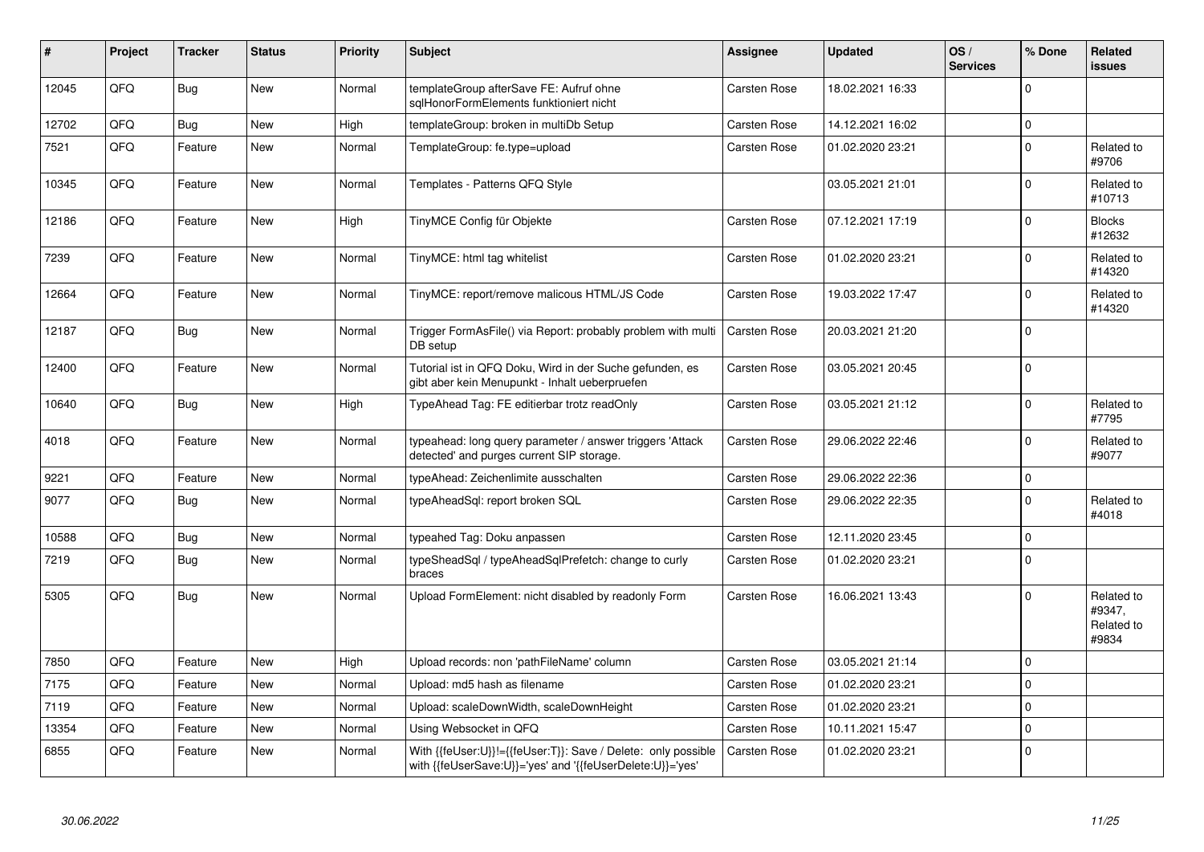| # | Project | Tracker | Status | Priority | Subject | Assignee | Updated | OS / Services | % Done | Related issues |
|---|---|---|---|---|---|---|---|---|---|---|
| 12045 | QFQ | Bug | New | Normal | templateGroup afterSave FE: Aufruf ohne sqlHonorFormElements funktioniert nicht | Carsten Rose | 18.02.2021 16:33 | | 0 | |
| 12702 | QFQ | Bug | New | High | templateGroup: broken in multiDb Setup | Carsten Rose | 14.12.2021 16:02 | | 0 | |
| 7521 | QFQ | Feature | New | Normal | TemplateGroup: fe.type=upload | Carsten Rose | 01.02.2020 23:21 | | 0 | Related to #9706 |
| 10345 | QFQ | Feature | New | Normal | Templates - Patterns QFQ Style | | 03.05.2021 21:01 | | 0 | Related to #10713 |
| 12186 | QFQ | Feature | New | High | TinyMCE Config für Objekte | Carsten Rose | 07.12.2021 17:19 | | 0 | Blocks #12632 |
| 7239 | QFQ | Feature | New | Normal | TinyMCE: html tag whitelist | Carsten Rose | 01.02.2020 23:21 | | 0 | Related to #14320 |
| 12664 | QFQ | Feature | New | Normal | TinyMCE: report/remove malicous HTML/JS Code | Carsten Rose | 19.03.2022 17:47 | | 0 | Related to #14320 |
| 12187 | QFQ | Bug | New | Normal | Trigger FormAsFile() via Report: probably problem with multi DB setup | Carsten Rose | 20.03.2021 21:20 | | 0 | |
| 12400 | QFQ | Feature | New | Normal | Tutorial ist in QFQ Doku, Wird in der Suche gefunden, es gibt aber kein Menupunkt - Inhalt ueberpruefen | Carsten Rose | 03.05.2021 20:45 | | 0 | |
| 10640 | QFQ | Bug | New | High | TypeAhead Tag: FE editierbar trotz readOnly | Carsten Rose | 03.05.2021 21:12 | | 0 | Related to #7795 |
| 4018 | QFQ | Feature | New | Normal | typeahead: long query parameter / answer triggers 'Attack detected' and purges current SIP storage. | Carsten Rose | 29.06.2022 22:46 | | 0 | Related to #9077 |
| 9221 | QFQ | Feature | New | Normal | typeAhead: Zeichenlimite ausschalten | Carsten Rose | 29.06.2022 22:36 | | 0 | |
| 9077 | QFQ | Bug | New | Normal | typeAheadSql: report broken SQL | Carsten Rose | 29.06.2022 22:35 | | 0 | Related to #4018 |
| 10588 | QFQ | Bug | New | Normal | typeahed Tag: Doku anpassen | Carsten Rose | 12.11.2020 23:45 | | 0 | |
| 7219 | QFQ | Bug | New | Normal | typeSheadSql / typeAheadSqlPrefetch: change to curly braces | Carsten Rose | 01.02.2020 23:21 | | 0 | |
| 5305 | QFQ | Bug | New | Normal | Upload FormElement: nicht disabled by readonly Form | Carsten Rose | 16.06.2021 13:43 | | 0 | Related to #9347, Related to #9834 |
| 7850 | QFQ | Feature | New | High | Upload records: non 'pathFileName' column | Carsten Rose | 03.05.2021 21:14 | | 0 | |
| 7175 | QFQ | Feature | New | Normal | Upload: md5 hash as filename | Carsten Rose | 01.02.2020 23:21 | | 0 | |
| 7119 | QFQ | Feature | New | Normal | Upload: scaleDownWidth, scaleDownHeight | Carsten Rose | 01.02.2020 23:21 | | 0 | |
| 13354 | QFQ | Feature | New | Normal | Using Websocket in QFQ | Carsten Rose | 10.11.2021 15:47 | | 0 | |
| 6855 | QFQ | Feature | New | Normal | With {{feUser:U}}!={{feUser:T}}: Save / Delete: only possible with {{feUserSave:U}}='yes' and '{{feUserDelete:U}}='yes' | Carsten Rose | 01.02.2020 23:21 | | 0 | |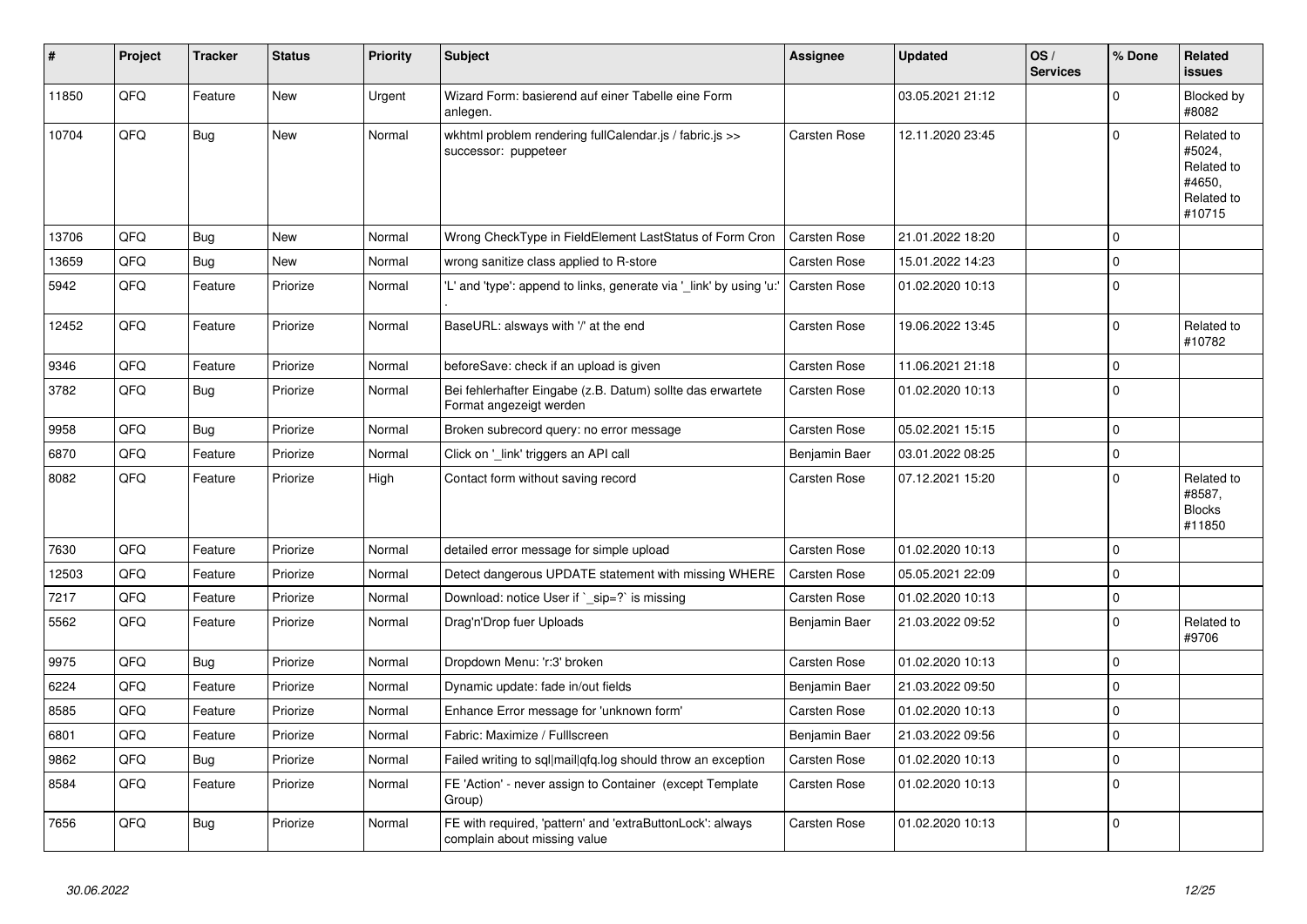| # | Project | Tracker | Status | Priority | Subject | Assignee | Updated | OS / Services | % Done | Related issues |
|---|---|---|---|---|---|---|---|---|---|---|
| 11850 | QFQ | Feature | New | Urgent | Wizard Form: basierend auf einer Tabelle eine Form anlegen. | | 03.05.2021 21:12 | | 0 | Blocked by #8082 |
| 10704 | QFQ | Bug | New | Normal | wkhtml problem rendering fullCalendar.js / fabric.js >> successor: puppeteer | Carsten Rose | 12.11.2020 23:45 | | 0 | Related to #5024, Related to #4650, Related to #10715 |
| 13706 | QFQ | Bug | New | Normal | Wrong CheckType in FieldElement LastStatus of Form Cron | Carsten Rose | 21.01.2022 18:20 | | 0 | |
| 13659 | QFQ | Bug | New | Normal | wrong sanitize class applied to R-store | Carsten Rose | 15.01.2022 14:23 | | 0 | |
| 5942 | QFQ | Feature | Priorize | Normal | 'L' and 'type': append to links, generate via '_link' by using 'u:' . | Carsten Rose | 01.02.2020 10:13 | | 0 | |
| 12452 | QFQ | Feature | Priorize | Normal | BaseURL: alsways with '/' at the end | Carsten Rose | 19.06.2022 13:45 | | 0 | Related to #10782 |
| 9346 | QFQ | Feature | Priorize | Normal | beforeSave: check if an upload is given | Carsten Rose | 11.06.2021 21:18 | | 0 | |
| 3782 | QFQ | Bug | Priorize | Normal | Bei fehlerhafter Eingabe (z.B. Datum) sollte das erwartete Format angezeigt werden | Carsten Rose | 01.02.2020 10:13 | | 0 | |
| 9958 | QFQ | Bug | Priorize | Normal | Broken subrecord query: no error message | Carsten Rose | 05.02.2021 15:15 | | 0 | |
| 6870 | QFQ | Feature | Priorize | Normal | Click on '_link' triggers an API call | Benjamin Baer | 03.01.2022 08:25 | | 0 | |
| 8082 | QFQ | Feature | Priorize | High | Contact form without saving record | Carsten Rose | 07.12.2021 15:20 | | 0 | Related to #8587, Blocks #11850 |
| 7630 | QFQ | Feature | Priorize | Normal | detailed error message for simple upload | Carsten Rose | 01.02.2020 10:13 | | 0 | |
| 12503 | QFQ | Feature | Priorize | Normal | Detect dangerous UPDATE statement with missing WHERE | Carsten Rose | 05.05.2021 22:09 | | 0 | |
| 7217 | QFQ | Feature | Priorize | Normal | Download: notice User if `_sip=?` is missing | Carsten Rose | 01.02.2020 10:13 | | 0 | |
| 5562 | QFQ | Feature | Priorize | Normal | Drag'n'Drop fuer Uploads | Benjamin Baer | 21.03.2022 09:52 | | 0 | Related to #9706 |
| 9975 | QFQ | Bug | Priorize | Normal | Dropdown Menu: 'r:3' broken | Carsten Rose | 01.02.2020 10:13 | | 0 | |
| 6224 | QFQ | Feature | Priorize | Normal | Dynamic update: fade in/out fields | Benjamin Baer | 21.03.2022 09:50 | | 0 | |
| 8585 | QFQ | Feature | Priorize | Normal | Enhance Error message for 'unknown form' | Carsten Rose | 01.02.2020 10:13 | | 0 | |
| 6801 | QFQ | Feature | Priorize | Normal | Fabric: Maximize / FullIscreen | Benjamin Baer | 21.03.2022 09:56 | | 0 | |
| 9862 | QFQ | Bug | Priorize | Normal | Failed writing to sql\|mail\|qfq.log should throw an exception | Carsten Rose | 01.02.2020 10:13 | | 0 | |
| 8584 | QFQ | Feature | Priorize | Normal | FE 'Action' - never assign to Container (except Template Group) | Carsten Rose | 01.02.2020 10:13 | | 0 | |
| 7656 | QFQ | Bug | Priorize | Normal | FE with required, 'pattern' and 'extraButtonLock': always complain about missing value | Carsten Rose | 01.02.2020 10:13 | | 0 | |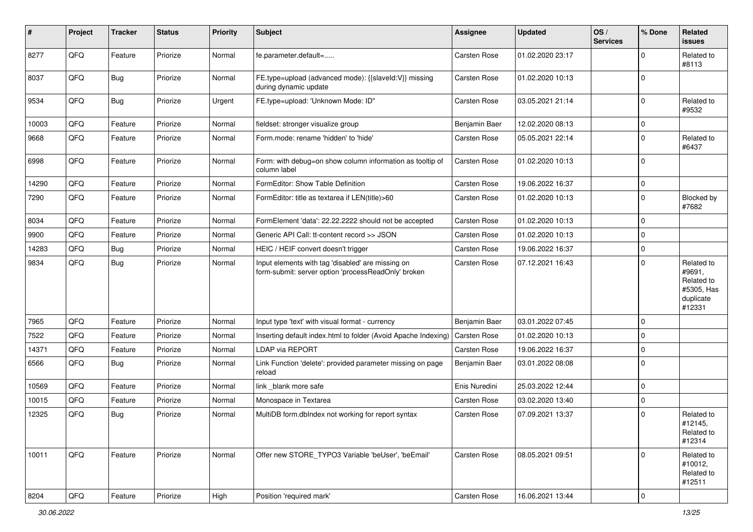| # | Project | Tracker | Status | Priority | Subject | Assignee | Updated | OS / Services | % Done | Related issues |
|---|---|---|---|---|---|---|---|---|---|---|
| 8277 | QFQ | Feature | Priorize | Normal | fe.parameter.default=..... | Carsten Rose | 01.02.2020 23:17 | | 0 | Related to #8113 |
| 8037 | QFQ | Bug | Priorize | Normal | FE.type=upload (advanced mode): {{slaveId:V}} missing during dynamic update | Carsten Rose | 01.02.2020 10:13 | | 0 | |
| 9534 | QFQ | Bug | Priorize | Urgent | FE.type=upload: 'Unknown Mode: ID" | Carsten Rose | 03.05.2021 21:14 | | 0 | Related to #9532 |
| 10003 | QFQ | Feature | Priorize | Normal | fieldset: stronger visualize group | Benjamin Baer | 12.02.2020 08:13 | | 0 | |
| 9668 | QFQ | Feature | Priorize | Normal | Form.mode: rename 'hidden' to 'hide' | Carsten Rose | 05.05.2021 22:14 | | 0 | Related to #6437 |
| 6998 | QFQ | Feature | Priorize | Normal | Form: with debug=on show column information as tooltip of column label | Carsten Rose | 01.02.2020 10:13 | | 0 | |
| 14290 | QFQ | Feature | Priorize | Normal | FormEditor: Show Table Definition | Carsten Rose | 19.06.2022 16:37 | | 0 | |
| 7290 | QFQ | Feature | Priorize | Normal | FormEditor: title as textarea if LEN(title)>60 | Carsten Rose | 01.02.2020 10:13 | | 0 | Blocked by #7682 |
| 8034 | QFQ | Feature | Priorize | Normal | FormElement 'data': 22.22.2222 should not be accepted | Carsten Rose | 01.02.2020 10:13 | | 0 | |
| 9900 | QFQ | Feature | Priorize | Normal | Generic API Call: tt-content record >> JSON | Carsten Rose | 01.02.2020 10:13 | | 0 | |
| 14283 | QFQ | Bug | Priorize | Normal | HEIC / HEIF convert doesn't trigger | Carsten Rose | 19.06.2022 16:37 | | 0 | |
| 9834 | QFQ | Bug | Priorize | Normal | Input elements with tag 'disabled' are missing on form-submit: server option 'processReadOnly' broken | Carsten Rose | 07.12.2021 16:43 | | 0 | Related to #9691, Related to #5305, Has duplicate #12331 |
| 7965 | QFQ | Feature | Priorize | Normal | Input type 'text' with visual format - currency | Benjamin Baer | 03.01.2022 07:45 | | 0 | |
| 7522 | QFQ | Feature | Priorize | Normal | Inserting default index.html to folder (Avoid Apache Indexing) | Carsten Rose | 01.02.2020 10:13 | | 0 | |
| 14371 | QFQ | Feature | Priorize | Normal | LDAP via REPORT | Carsten Rose | 19.06.2022 16:37 | | 0 | |
| 6566 | QFQ | Bug | Priorize | Normal | Link Function 'delete': provided parameter missing on page reload | Benjamin Baer | 03.01.2022 08:08 | | 0 | |
| 10569 | QFQ | Feature | Priorize | Normal | link _blank more safe | Enis Nuredini | 25.03.2022 12:44 | | 0 | |
| 10015 | QFQ | Feature | Priorize | Normal | Monospace in Textarea | Carsten Rose | 03.02.2020 13:40 | | 0 | |
| 12325 | QFQ | Bug | Priorize | Normal | MultiDB form.dbIndex not working for report syntax | Carsten Rose | 07.09.2021 13:37 | | 0 | Related to #12145, Related to #12314 |
| 10011 | QFQ | Feature | Priorize | Normal | Offer new STORE_TYPO3 Variable 'beUser', 'beEmail' | Carsten Rose | 08.05.2021 09:51 | | 0 | Related to #10012, Related to #12511 |
| 8204 | QFQ | Feature | Priorize | High | Position 'required mark' | Carsten Rose | 16.06.2021 13:44 | | 0 | |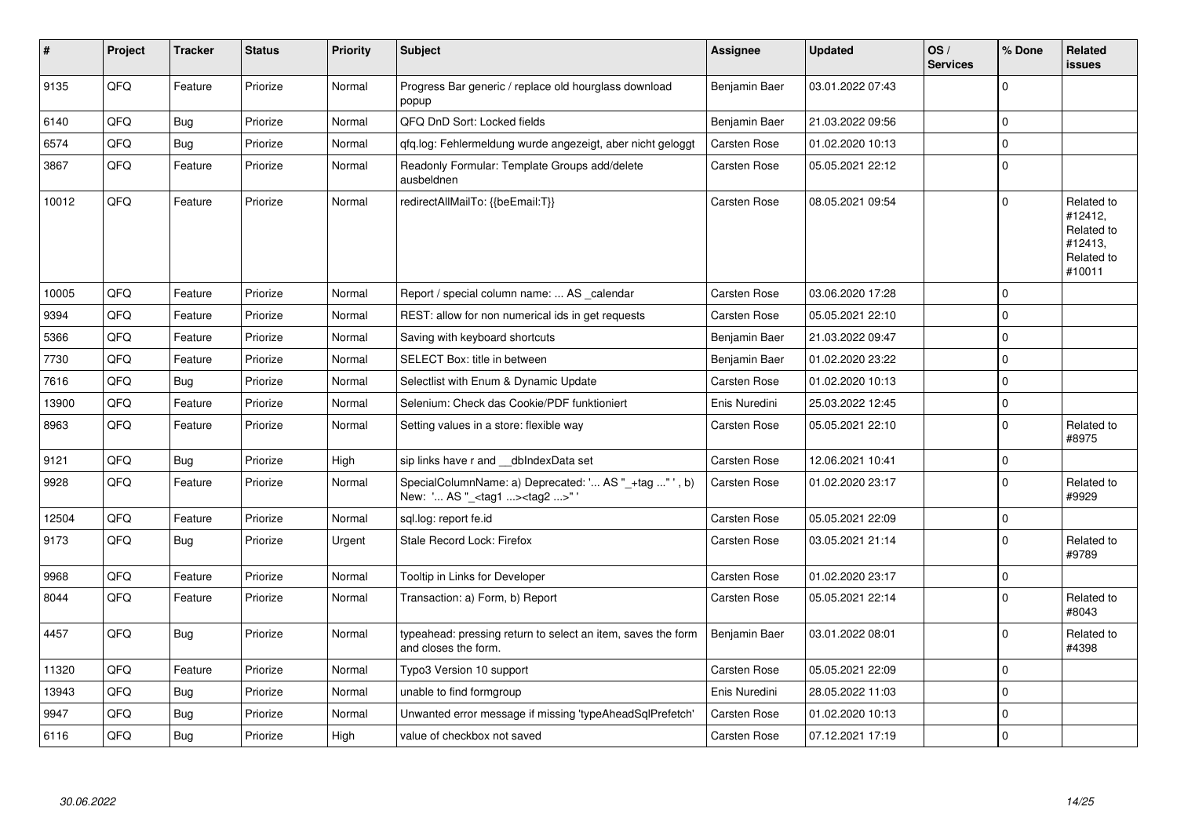| # | Project | Tracker | Status | Priority | Subject | Assignee | Updated | OS / Services | % Done | Related issues |
|---|---|---|---|---|---|---|---|---|---|---|
| 9135 | QFQ | Feature | Priorize | Normal | Progress Bar generic / replace old hourglass download popup | Benjamin Baer | 03.01.2022 07:43 | | 0 | |
| 6140 | QFQ | Bug | Priorize | Normal | QFQ DnD Sort: Locked fields | Benjamin Baer | 21.03.2022 09:56 | | 0 | |
| 6574 | QFQ | Bug | Priorize | Normal | qfq.log: Fehlermeldung wurde angezeigt, aber nicht geloggt | Carsten Rose | 01.02.2020 10:13 | | 0 | |
| 3867 | QFQ | Feature | Priorize | Normal | Readonly Formular: Template Groups add/delete ausbeldnen | Carsten Rose | 05.05.2021 22:12 | | 0 | |
| 10012 | QFQ | Feature | Priorize | Normal | redirectAllMailTo: {{beEmail:T}} | Carsten Rose | 08.05.2021 09:54 | | 0 | Related to #12412, Related to #12413, Related to #10011 |
| 10005 | QFQ | Feature | Priorize | Normal | Report / special column name: ... AS _calendar | Carsten Rose | 03.06.2020 17:28 | | 0 | |
| 9394 | QFQ | Feature | Priorize | Normal | REST: allow for non numerical ids in get requests | Carsten Rose | 05.05.2021 22:10 | | 0 | |
| 5366 | QFQ | Feature | Priorize | Normal | Saving with keyboard shortcuts | Benjamin Baer | 21.03.2022 09:47 | | 0 | |
| 7730 | QFQ | Feature | Priorize | Normal | SELECT Box: title in between | Benjamin Baer | 01.02.2020 23:22 | | 0 | |
| 7616 | QFQ | Bug | Priorize | Normal | Selectlist with Enum & Dynamic Update | Carsten Rose | 01.02.2020 10:13 | | 0 | |
| 13900 | QFQ | Feature | Priorize | Normal | Selenium: Check das Cookie/PDF funktioniert | Enis Nuredini | 25.03.2022 12:45 | | 0 | |
| 8963 | QFQ | Feature | Priorize | Normal | Setting values in a store: flexible way | Carsten Rose | 05.05.2021 22:10 | | 0 | Related to #8975 |
| 9121 | QFQ | Bug | Priorize | High | sip links have r and __dbIndexData set | Carsten Rose | 12.06.2021 10:41 | | 0 | |
| 9928 | QFQ | Feature | Priorize | Normal | SpecialColumnName: a) Deprecated: '... AS "_+tag ..." ', b) New: '... AS "_<tag1 ...><tag2 ...>" ' | Carsten Rose | 01.02.2020 23:17 | | 0 | Related to #9929 |
| 12504 | QFQ | Feature | Priorize | Normal | sql.log: report fe.id | Carsten Rose | 05.05.2021 22:09 | | 0 | |
| 9173 | QFQ | Bug | Priorize | Urgent | Stale Record Lock: Firefox | Carsten Rose | 03.05.2021 21:14 | | 0 | Related to #9789 |
| 9968 | QFQ | Feature | Priorize | Normal | Tooltip in Links for Developer | Carsten Rose | 01.02.2020 23:17 | | 0 | |
| 8044 | QFQ | Feature | Priorize | Normal | Transaction: a) Form, b) Report | Carsten Rose | 05.05.2021 22:14 | | 0 | Related to #8043 |
| 4457 | QFQ | Bug | Priorize | Normal | typeahead: pressing return to select an item, saves the form and closes the form. | Benjamin Baer | 03.01.2022 08:01 | | 0 | Related to #4398 |
| 11320 | QFQ | Feature | Priorize | Normal | Typo3 Version 10 support | Carsten Rose | 05.05.2021 22:09 | | 0 | |
| 13943 | QFQ | Bug | Priorize | Normal | unable to find formgroup | Enis Nuredini | 28.05.2022 11:03 | | 0 | |
| 9947 | QFQ | Bug | Priorize | Normal | Unwanted error message if missing 'typeAheadSqlPrefetch' | Carsten Rose | 01.02.2020 10:13 | | 0 | |
| 6116 | QFQ | Bug | Priorize | High | value of checkbox not saved | Carsten Rose | 07.12.2021 17:19 | | 0 | |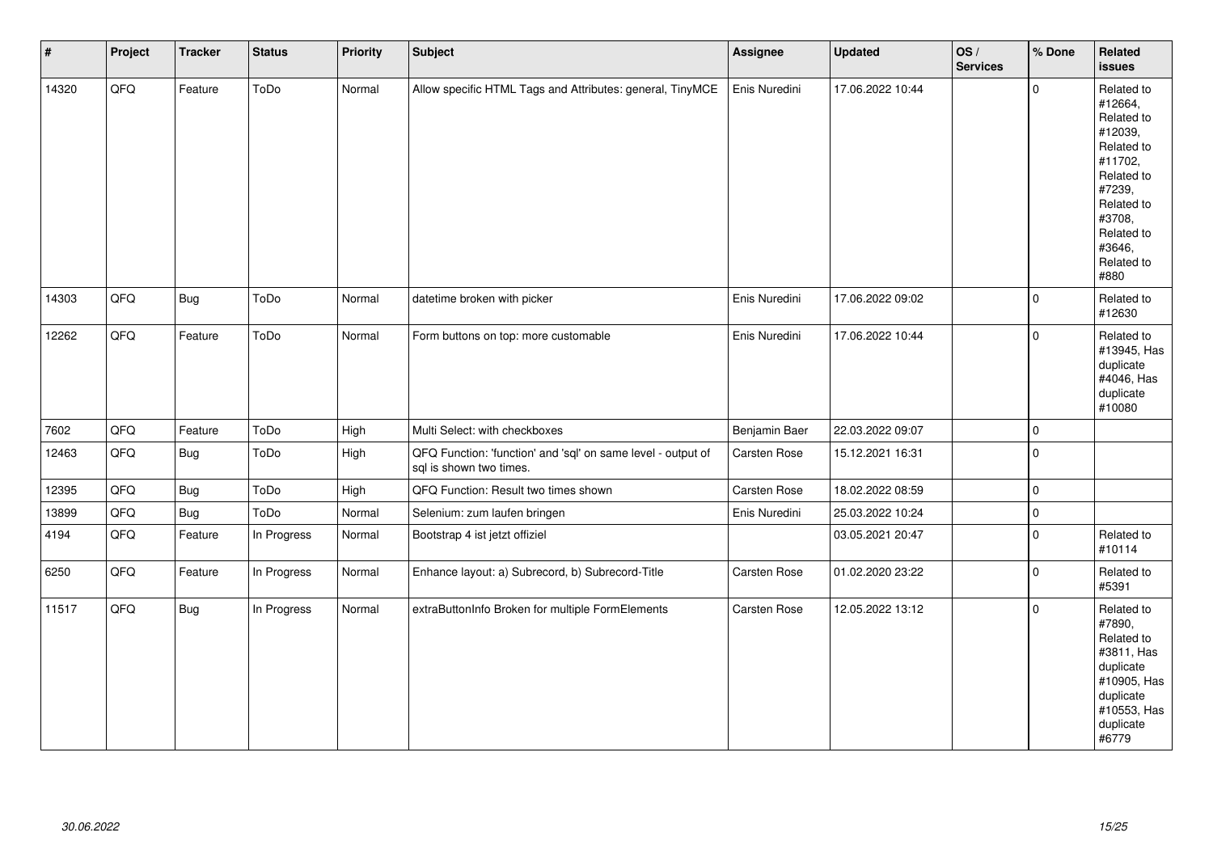| # | Project | Tracker | Status | Priority | Subject | Assignee | Updated | OS / Services | % Done | Related issues |
|---|---|---|---|---|---|---|---|---|---|---|
| 14320 | QFQ | Feature | ToDo | Normal | Allow specific HTML Tags and Attributes: general, TinyMCE | Enis Nuredini | 17.06.2022 10:44 | | 0 | Related to #12664, Related to #12039, Related to #11702, Related to #7239, Related to #3708, Related to #3646, Related to #880 |
| 14303 | QFQ | Bug | ToDo | Normal | datetime broken with picker | Enis Nuredini | 17.06.2022 09:02 | | 0 | Related to #12630 |
| 12262 | QFQ | Feature | ToDo | Normal | Form buttons on top: more customable | Enis Nuredini | 17.06.2022 10:44 | | 0 | Related to #13945, Has duplicate #4046, Has duplicate #10080 |
| 7602 | QFQ | Feature | ToDo | High | Multi Select: with checkboxes | Benjamin Baer | 22.03.2022 09:07 | | 0 | |
| 12463 | QFQ | Bug | ToDo | High | QFQ Function: 'function' and 'sql' on same level - output of sql is shown two times. | Carsten Rose | 15.12.2021 16:31 | | 0 | |
| 12395 | QFQ | Bug | ToDo | High | QFQ Function: Result two times shown | Carsten Rose | 18.02.2022 08:59 | | 0 | |
| 13899 | QFQ | Bug | ToDo | Normal | Selenium: zum laufen bringen | Enis Nuredini | 25.03.2022 10:24 | | 0 | |
| 4194 | QFQ | Feature | In Progress | Normal | Bootstrap 4 ist jetzt offiziel | | 03.05.2021 20:47 | | 0 | Related to #10114 |
| 6250 | QFQ | Feature | In Progress | Normal | Enhance layout: a) Subrecord, b) Subrecord-Title | Carsten Rose | 01.02.2020 23:22 | | 0 | Related to #5391 |
| 11517 | QFQ | Bug | In Progress | Normal | extraButtonInfo Broken for multiple FormElements | Carsten Rose | 12.05.2022 13:12 | | 0 | Related to #7890, Related to #3811, Has duplicate #10905, Has duplicate #10553, Has duplicate #6779 |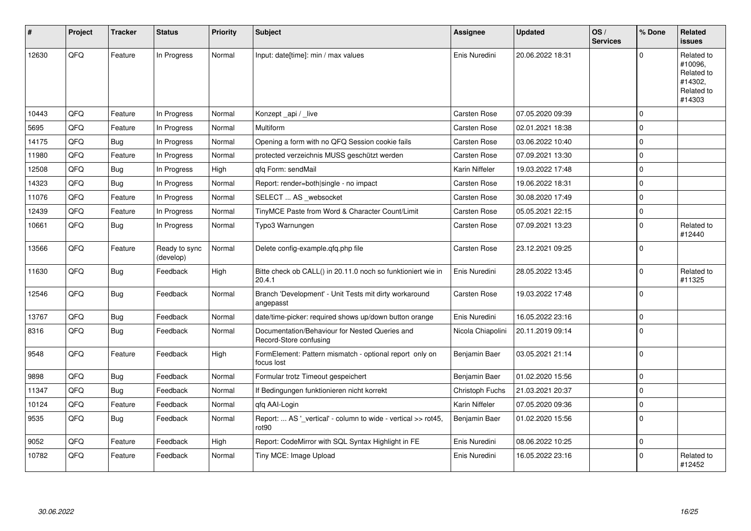| # | Project | Tracker | Status | Priority | Subject | Assignee | Updated | OS / Services | % Done | Related issues |
|---|---|---|---|---|---|---|---|---|---|---|
| 12630 | QFQ | Feature | In Progress | Normal | Input: date[time]: min / max values | Enis Nuredini | 20.06.2022 18:31 | | 0 | Related to #10096, Related to #14302, Related to #14303 |
| 10443 | QFQ | Feature | In Progress | Normal | Konzept _api / _live | Carsten Rose | 07.05.2020 09:39 | | 0 | |
| 5695 | QFQ | Feature | In Progress | Normal | Multiform | Carsten Rose | 02.01.2021 18:38 | | 0 | |
| 14175 | QFQ | Bug | In Progress | Normal | Opening a form with no QFQ Session cookie fails | Carsten Rose | 03.06.2022 10:40 | | 0 | |
| 11980 | QFQ | Feature | In Progress | Normal | protected verzeichnis MUSS geschützt werden | Carsten Rose | 07.09.2021 13:30 | | 0 | |
| 12508 | QFQ | Bug | In Progress | High | qfq Form: sendMail | Karin Niffeler | 19.03.2022 17:48 | | 0 | |
| 14323 | QFQ | Bug | In Progress | Normal | Report: render=both\|single - no impact | Carsten Rose | 19.06.2022 18:31 | | 0 | |
| 11076 | QFQ | Feature | In Progress | Normal | SELECT ... AS _websocket | Carsten Rose | 30.08.2020 17:49 | | 0 | |
| 12439 | QFQ | Feature | In Progress | Normal | TinyMCE Paste from Word & Character Count/Limit | Carsten Rose | 05.05.2021 22:15 | | 0 | |
| 10661 | QFQ | Bug | In Progress | Normal | Typo3 Warnungen | Carsten Rose | 07.09.2021 13:23 | | 0 | Related to #12440 |
| 13566 | QFQ | Feature | Ready to sync (develop) | Normal | Delete config-example.qfq.php file | Carsten Rose | 23.12.2021 09:25 | | 0 | |
| 11630 | QFQ | Bug | Feedback | High | Bitte check ob CALL() in 20.11.0 noch so funktioniert wie in 20.4.1 | Enis Nuredini | 28.05.2022 13:45 | | 0 | Related to #11325 |
| 12546 | QFQ | Bug | Feedback | Normal | Branch 'Development' - Unit Tests mit dirty workaround angepasst | Carsten Rose | 19.03.2022 17:48 | | 0 | |
| 13767 | QFQ | Bug | Feedback | Normal | date/time-picker: required shows up/down button orange | Enis Nuredini | 16.05.2022 23:16 | | 0 | |
| 8316 | QFQ | Bug | Feedback | Normal | Documentation/Behaviour for Nested Queries and Record-Store confusing | Nicola Chiapolini | 20.11.2019 09:14 | | 0 | |
| 9548 | QFQ | Feature | Feedback | High | FormElement: Pattern mismatch - optional report only on focus lost | Benjamin Baer | 03.05.2021 21:14 | | 0 | |
| 9898 | QFQ | Bug | Feedback | Normal | Formular trotz Timeout gespeichert | Benjamin Baer | 01.02.2020 15:56 | | 0 | |
| 11347 | QFQ | Bug | Feedback | Normal | If Bedingungen funktionieren nicht korrekt | Christoph Fuchs | 21.03.2021 20:37 | | 0 | |
| 10124 | QFQ | Feature | Feedback | Normal | qfq AAI-Login | Karin Niffeler | 07.05.2020 09:36 | | 0 | |
| 9535 | QFQ | Bug | Feedback | Normal | Report: ... AS '_vertical' - column to wide - vertical >> rot45, rot90 | Benjamin Baer | 01.02.2020 15:56 | | 0 | |
| 9052 | QFQ | Feature | Feedback | High | Report: CodeMirror with SQL Syntax Highlight in FE | Enis Nuredini | 08.06.2022 10:25 | | 0 | |
| 10782 | QFQ | Feature | Feedback | Normal | Tiny MCE: Image Upload | Enis Nuredini | 16.05.2022 23:16 | | 0 | Related to #12452 |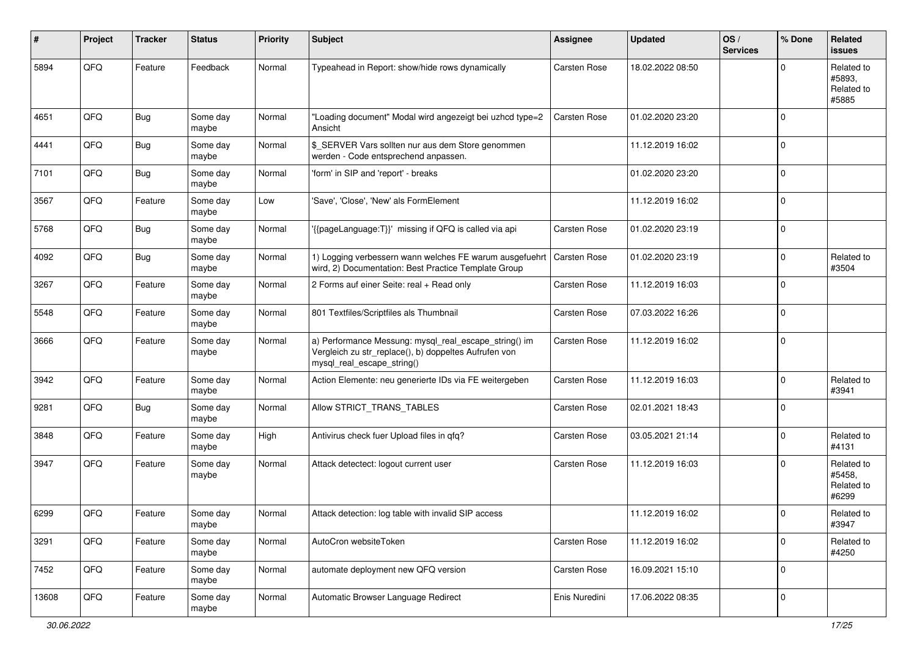| # | Project | Tracker | Status | Priority | Subject | Assignee | Updated | OS / Services | % Done | Related issues |
|---|---|---|---|---|---|---|---|---|---|---|
| 5894 | QFQ | Feature | Feedback | Normal | Typeahead in Report: show/hide rows dynamically | Carsten Rose | 18.02.2022 08:50 | | 0 | Related to #5893, Related to #5885 |
| 4651 | QFQ | Bug | Some day maybe | Normal | "Loading document" Modal wird angezeigt bei uzhcd type=2 Ansicht | Carsten Rose | 01.02.2020 23:20 | | 0 | |
| 4441 | QFQ | Bug | Some day maybe | Normal | $_SERVER Vars sollten nur aus dem Store genommen werden - Code entsprechend anpassen. | | 11.12.2019 16:02 | | 0 | |
| 7101 | QFQ | Bug | Some day maybe | Normal | 'form' in SIP and 'report' - breaks | | 01.02.2020 23:20 | | 0 | |
| 3567 | QFQ | Feature | Some day maybe | Low | 'Save', 'Close', 'New' als FormElement | | 11.12.2019 16:02 | | 0 | |
| 5768 | QFQ | Bug | Some day maybe | Normal | '{{pageLanguage:T}}' missing if QFQ is called via api | Carsten Rose | 01.02.2020 23:19 | | 0 | |
| 4092 | QFQ | Bug | Some day maybe | Normal | 1) Logging verbessern wann welches FE warum ausgefuehrt wird, 2) Documentation: Best Practice Template Group | Carsten Rose | 01.02.2020 23:19 | | 0 | Related to #3504 |
| 3267 | QFQ | Feature | Some day maybe | Normal | 2 Forms auf einer Seite: real + Read only | Carsten Rose | 11.12.2019 16:03 | | 0 | |
| 5548 | QFQ | Feature | Some day maybe | Normal | 801 Textfiles/Scriptfiles als Thumbnail | Carsten Rose | 07.03.2022 16:26 | | 0 | |
| 3666 | QFQ | Feature | Some day maybe | Normal | a) Performance Messung: mysql_real_escape_string() im Vergleich zu str_replace(), b) doppeltes Aufrufen von mysql_real_escape_string() | Carsten Rose | 11.12.2019 16:02 | | 0 | |
| 3942 | QFQ | Feature | Some day maybe | Normal | Action Elemente: neu generierte IDs via FE weitergeben | Carsten Rose | 11.12.2019 16:03 | | 0 | Related to #3941 |
| 9281 | QFQ | Bug | Some day maybe | Normal | Allow STRICT_TRANS_TABLES | Carsten Rose | 02.01.2021 18:43 | | 0 | |
| 3848 | QFQ | Feature | Some day maybe | High | Antivirus check fuer Upload files in qfq? | Carsten Rose | 03.05.2021 21:14 | | 0 | Related to #4131 |
| 3947 | QFQ | Feature | Some day maybe | Normal | Attack detectect: logout current user | Carsten Rose | 11.12.2019 16:03 | | 0 | Related to #5458, Related to #6299 |
| 6299 | QFQ | Feature | Some day maybe | Normal | Attack detection: log table with invalid SIP access | | 11.12.2019 16:02 | | 0 | Related to #3947 |
| 3291 | QFQ | Feature | Some day maybe | Normal | AutoCron websiteToken | Carsten Rose | 11.12.2019 16:02 | | 0 | Related to #4250 |
| 7452 | QFQ | Feature | Some day maybe | Normal | automate deployment new QFQ version | Carsten Rose | 16.09.2021 15:10 | | 0 | |
| 13608 | QFQ | Feature | Some day maybe | Normal | Automatic Browser Language Redirect | Enis Nuredini | 17.06.2022 08:35 | | 0 | |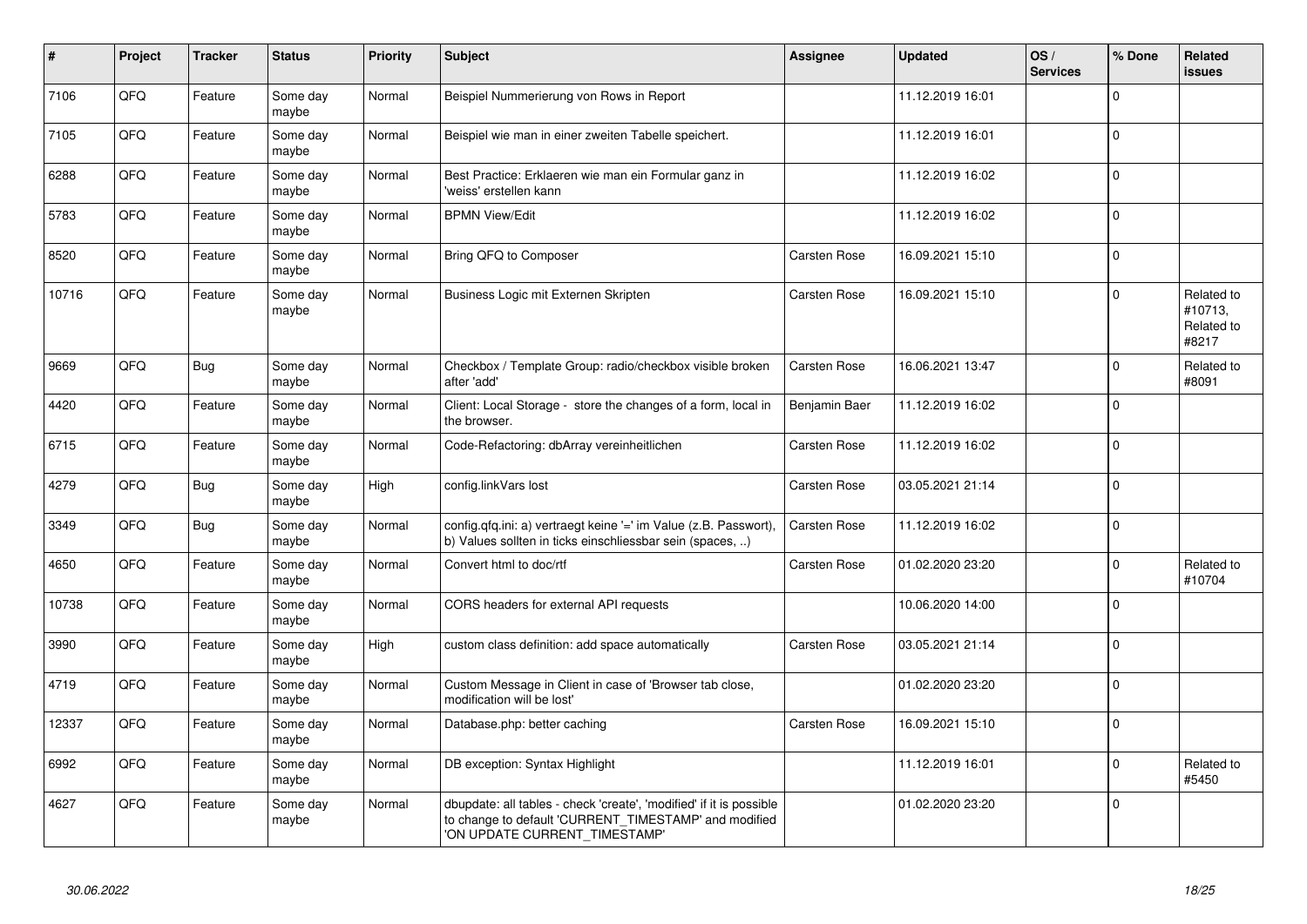| # | Project | Tracker | Status | Priority | Subject | Assignee | Updated | OS / Services | % Done | Related issues |
|---|---|---|---|---|---|---|---|---|---|---|
| 7106 | QFQ | Feature | Some day maybe | Normal | Beispiel Nummerierung von Rows in Report | | 11.12.2019 16:01 | | 0 | |
| 7105 | QFQ | Feature | Some day maybe | Normal | Beispiel wie man in einer zweiten Tabelle speichert. | | 11.12.2019 16:01 | | 0 | |
| 6288 | QFQ | Feature | Some day maybe | Normal | Best Practice: Erklaeren wie man ein Formular ganz in 'weiss' erstellen kann | | 11.12.2019 16:02 | | 0 | |
| 5783 | QFQ | Feature | Some day maybe | Normal | BPMN View/Edit | | 11.12.2019 16:02 | | 0 | |
| 8520 | QFQ | Feature | Some day maybe | Normal | Bring QFQ to Composer | Carsten Rose | 16.09.2021 15:10 | | 0 | |
| 10716 | QFQ | Feature | Some day maybe | Normal | Business Logic mit Externen Skripten | Carsten Rose | 16.09.2021 15:10 | | 0 | Related to #10713, Related to #8217 |
| 9669 | QFQ | Bug | Some day maybe | Normal | Checkbox / Template Group: radio/checkbox visible broken after 'add' | Carsten Rose | 16.06.2021 13:47 | | 0 | Related to #8091 |
| 4420 | QFQ | Feature | Some day maybe | Normal | Client: Local Storage - store the changes of a form, local in the browser. | Benjamin Baer | 11.12.2019 16:02 | | 0 | |
| 6715 | QFQ | Feature | Some day maybe | Normal | Code-Refactoring: dbArray vereinheitlichen | Carsten Rose | 11.12.2019 16:02 | | 0 | |
| 4279 | QFQ | Bug | Some day maybe | High | config.linkVars lost | Carsten Rose | 03.05.2021 21:14 | | 0 | |
| 3349 | QFQ | Bug | Some day maybe | Normal | config.qfq.ini: a) vertraegt keine '=' im Value (z.B. Passwort), b) Values sollten in ticks einschliessbar sein (spaces, ..) | Carsten Rose | 11.12.2019 16:02 | | 0 | |
| 4650 | QFQ | Feature | Some day maybe | Normal | Convert html to doc/rtf | Carsten Rose | 01.02.2020 23:20 | | 0 | Related to #10704 |
| 10738 | QFQ | Feature | Some day maybe | Normal | CORS headers for external API requests | | 10.06.2020 14:00 | | 0 | |
| 3990 | QFQ | Feature | Some day maybe | High | custom class definition: add space automatically | Carsten Rose | 03.05.2021 21:14 | | 0 | |
| 4719 | QFQ | Feature | Some day maybe | Normal | Custom Message in Client in case of 'Browser tab close, modification will be lost' | | 01.02.2020 23:20 | | 0 | |
| 12337 | QFQ | Feature | Some day maybe | Normal | Database.php: better caching | Carsten Rose | 16.09.2021 15:10 | | 0 | |
| 6992 | QFQ | Feature | Some day maybe | Normal | DB exception: Syntax Highlight | | 11.12.2019 16:01 | | 0 | Related to #5450 |
| 4627 | QFQ | Feature | Some day maybe | Normal | dbupdate: all tables - check 'create', 'modified' if it is possible to change to default 'CURRENT_TIMESTAMP' and modified 'ON UPDATE CURRENT_TIMESTAMP' | | 01.02.2020 23:20 | | 0 | |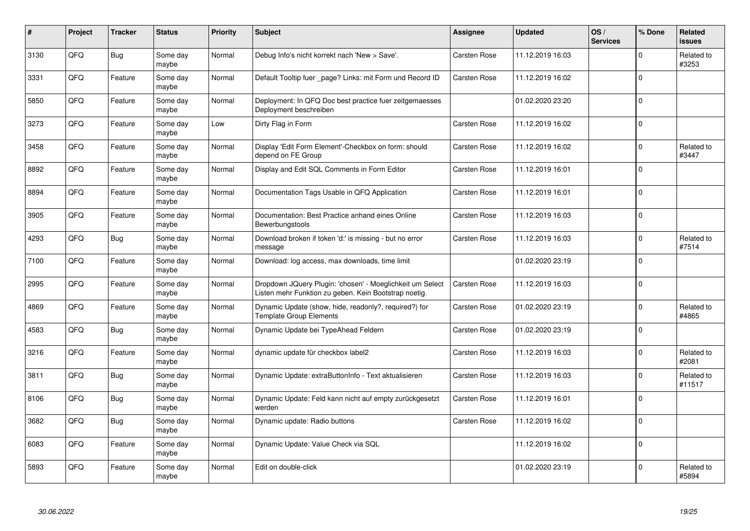| # | Project | Tracker | Status | Priority | Subject | Assignee | Updated | OS / Services | % Done | Related issues |
|---|---|---|---|---|---|---|---|---|---|---|
| 3130 | QFQ | Bug | Some day maybe | Normal | Debug Info's nicht korrekt nach 'New > Save'. | Carsten Rose | 11.12.2019 16:03 | | 0 | Related to #3253 |
| 3331 | QFQ | Feature | Some day maybe | Normal | Default Tooltip fuer _page? Links: mit Form und Record ID | Carsten Rose | 11.12.2019 16:02 | | 0 | |
| 5850 | QFQ | Feature | Some day maybe | Normal | Deployment: In QFQ Doc best practice fuer zeitgemaesses Deployment beschreiben | | 01.02.2020 23:20 | | 0 | |
| 3273 | QFQ | Feature | Some day maybe | Low | Dirty Flag in Form | Carsten Rose | 11.12.2019 16:02 | | 0 | |
| 3458 | QFQ | Feature | Some day maybe | Normal | Display 'Edit Form Element'-Checkbox on form: should depend on FE Group | Carsten Rose | 11.12.2019 16:02 | | 0 | Related to #3447 |
| 8892 | QFQ | Feature | Some day maybe | Normal | Display and Edit SQL Comments in Form Editor | Carsten Rose | 11.12.2019 16:01 | | 0 | |
| 8894 | QFQ | Feature | Some day maybe | Normal | Documentation Tags Usable in QFQ Application | Carsten Rose | 11.12.2019 16:01 | | 0 | |
| 3905 | QFQ | Feature | Some day maybe | Normal | Documentation: Best Practice anhand eines Online Bewerbungstools | Carsten Rose | 11.12.2019 16:03 | | 0 | |
| 4293 | QFQ | Bug | Some day maybe | Normal | Download broken if token 'd:' is missing - but no error message | Carsten Rose | 11.12.2019 16:03 | | 0 | Related to #7514 |
| 7100 | QFQ | Feature | Some day maybe | Normal | Download: log access, max downloads, time limit | | 01.02.2020 23:19 | | 0 | |
| 2995 | QFQ | Feature | Some day maybe | Normal | Dropdown JQuery Plugin: 'chosen' - Moeglichkeit um Select Listen mehr Funktion zu geben. Kein Bootstrap noetig. | Carsten Rose | 11.12.2019 16:03 | | 0 | |
| 4869 | QFQ | Feature | Some day maybe | Normal | Dynamic Update (show, hide, readonly?, required?) for Template Group Elements | Carsten Rose | 01.02.2020 23:19 | | 0 | Related to #4865 |
| 4583 | QFQ | Bug | Some day maybe | Normal | Dynamic Update bei TypeAhead Feldern | Carsten Rose | 01.02.2020 23:19 | | 0 | |
| 3216 | QFQ | Feature | Some day maybe | Normal | dynamic update für checkbox label2 | Carsten Rose | 11.12.2019 16:03 | | 0 | Related to #2081 |
| 3811 | QFQ | Bug | Some day maybe | Normal | Dynamic Update: extraButtonInfo - Text aktualisieren | Carsten Rose | 11.12.2019 16:03 | | 0 | Related to #11517 |
| 8106 | QFQ | Bug | Some day maybe | Normal | Dynamic Update: Feld kann nicht auf empty zurückgesetzt werden | Carsten Rose | 11.12.2019 16:01 | | 0 | |
| 3682 | QFQ | Bug | Some day maybe | Normal | Dynamic update: Radio buttons | Carsten Rose | 11.12.2019 16:02 | | 0 | |
| 6083 | QFQ | Feature | Some day maybe | Normal | Dynamic Update: Value Check via SQL | | 11.12.2019 16:02 | | 0 | |
| 5893 | QFQ | Feature | Some day maybe | Normal | Edit on double-click | | 01.02.2020 23:19 | | 0 | Related to #5894 |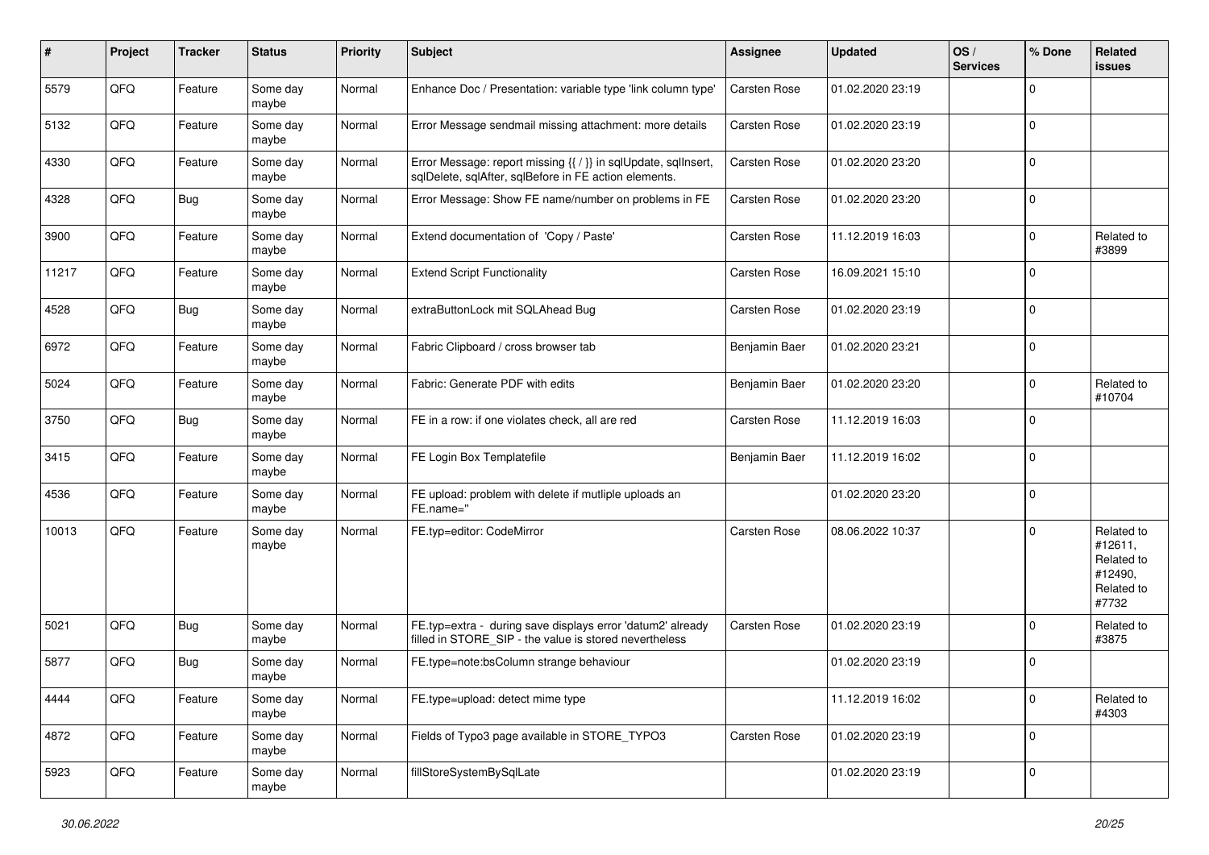| # | Project | Tracker | Status | Priority | Subject | Assignee | Updated | OS / Services | % Done | Related issues |
|---|---|---|---|---|---|---|---|---|---|---|
| 5579 | QFO | Feature | Some day maybe | Normal | Enhance Doc / Presentation: variable type 'link column type' | Carsten Rose | 01.02.2020 23:19 | | 0 | |
| 5132 | QFQ | Feature | Some day maybe | Normal | Error Message sendmail missing attachment: more details | Carsten Rose | 01.02.2020 23:19 | | 0 | |
| 4330 | QFQ | Feature | Some day maybe | Normal | Error Message: report missing {{ / }} in sqlUpdate, sqlInsert, sqlDelete, sqlAfter, sqlBefore in FE action elements. | Carsten Rose | 01.02.2020 23:20 | | 0 | |
| 4328 | QFQ | Bug | Some day maybe | Normal | Error Message: Show FE name/number on problems in FE | Carsten Rose | 01.02.2020 23:20 | | 0 | |
| 3900 | QFQ | Feature | Some day maybe | Normal | Extend documentation of 'Copy / Paste' | Carsten Rose | 11.12.2019 16:03 | | 0 | Related to #3899 |
| 11217 | QFQ | Feature | Some day maybe | Normal | Extend Script Functionality | Carsten Rose | 16.09.2021 15:10 | | 0 | |
| 4528 | QFQ | Bug | Some day maybe | Normal | extraButtonLock mit SQLAhead Bug | Carsten Rose | 01.02.2020 23:19 | | 0 | |
| 6972 | QFQ | Feature | Some day maybe | Normal | Fabric Clipboard / cross browser tab | Benjamin Baer | 01.02.2020 23:21 | | 0 | |
| 5024 | QFQ | Feature | Some day maybe | Normal | Fabric: Generate PDF with edits | Benjamin Baer | 01.02.2020 23:20 | | 0 | Related to #10704 |
| 3750 | QFQ | Bug | Some day maybe | Normal | FE in a row: if one violates check, all are red | Carsten Rose | 11.12.2019 16:03 | | 0 | |
| 3415 | QFQ | Feature | Some day maybe | Normal | FE Login Box Templatefile | Benjamin Baer | 11.12.2019 16:02 | | 0 | |
| 4536 | QFQ | Feature | Some day maybe | Normal | FE upload: problem with delete if mutliple uploads an FE.name='' | | 01.02.2020 23:20 | | 0 | |
| 10013 | QFQ | Feature | Some day maybe | Normal | FE.typ=editor: CodeMirror | Carsten Rose | 08.06.2022 10:37 | | 0 | Related to #12611, Related to #12490, Related to #7732 |
| 5021 | QFQ | Bug | Some day maybe | Normal | FE.typ=extra - during save displays error 'datum2' already filled in STORE_SIP - the value is stored nevertheless | Carsten Rose | 01.02.2020 23:19 | | 0 | Related to #3875 |
| 5877 | QFQ | Bug | Some day maybe | Normal | FE.type=note:bsColumn strange behaviour | | 01.02.2020 23:19 | | 0 | |
| 4444 | QFQ | Feature | Some day maybe | Normal | FE.type=upload: detect mime type | | 11.12.2019 16:02 | | 0 | Related to #4303 |
| 4872 | QFQ | Feature | Some day maybe | Normal | Fields of Typo3 page available in STORE_TYPO3 | Carsten Rose | 01.02.2020 23:19 | | 0 | |
| 5923 | QFQ | Feature | Some day maybe | Normal | fillStoreSystemBySqlLate | | 01.02.2020 23:19 | | 0 | |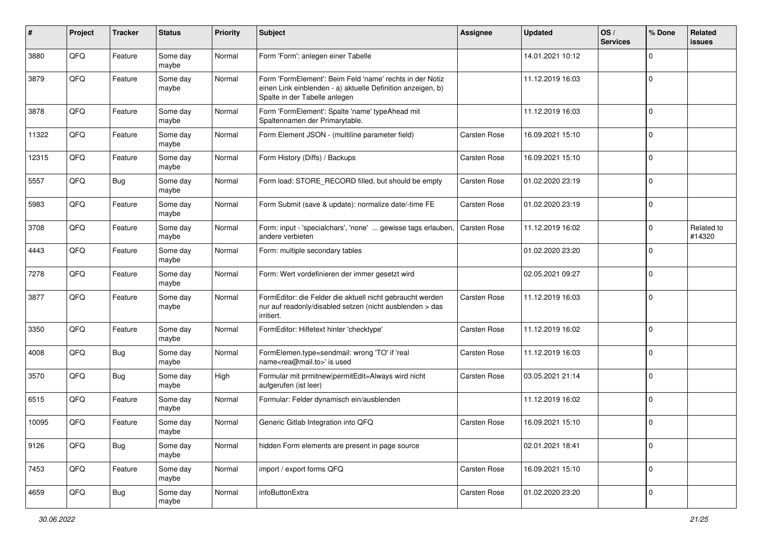| # | Project | Tracker | Status | Priority | Subject | Assignee | Updated | OS / Services | % Done | Related issues |
|---|---|---|---|---|---|---|---|---|---|---|
| 3880 | QFQ | Feature | Some day maybe | Normal | Form 'Form': anlegen einer Tabelle | | 14.01.2021 10:12 | | 0 | |
| 3879 | QFQ | Feature | Some day maybe | Normal | Form 'FormElement': Beim Feld 'name' rechts in der Notiz einen Link einblenden - a) aktuelle Definition anzeigen, b) Spalte in der Tabelle anlegen | | 11.12.2019 16:03 | | 0 | |
| 3878 | QFQ | Feature | Some day maybe | Normal | Form 'FormElement': Spalte 'name' typeAhead mit Spaltennamen der Primarytable. | | 11.12.2019 16:03 | | 0 | |
| 11322 | QFQ | Feature | Some day maybe | Normal | Form Element JSON - (multiline parameter field) | Carsten Rose | 16.09.2021 15:10 | | 0 | |
| 12315 | QFQ | Feature | Some day maybe | Normal | Form History (Diffs) / Backups | Carsten Rose | 16.09.2021 15:10 | | 0 | |
| 5557 | QFQ | Bug | Some day maybe | Normal | Form load: STORE_RECORD filled, but should be empty | Carsten Rose | 01.02.2020 23:19 | | 0 | |
| 5983 | QFQ | Feature | Some day maybe | Normal | Form Submit (save & update): normalize date/-time FE | Carsten Rose | 01.02.2020 23:19 | | 0 | |
| 3708 | QFQ | Feature | Some day maybe | Normal | Form: input - 'specialchars', 'none' ... gewisse tags erlauben, andere verbieten | Carsten Rose | 11.12.2019 16:02 | | 0 | Related to #14320 |
| 4443 | QFQ | Feature | Some day maybe | Normal | Form: multiple secondary tables | | 01.02.2020 23:20 | | 0 | |
| 7278 | QFQ | Feature | Some day maybe | Normal | Form: Wert vordefinieren der immer gesetzt wird | | 02.05.2021 09:27 | | 0 | |
| 3877 | QFQ | Feature | Some day maybe | Normal | FormEditor: die Felder die aktuell nicht gebraucht werden nur auf readonly/disabled setzen (nicht ausblenden > das irritiert. | Carsten Rose | 11.12.2019 16:03 | | 0 | |
| 3350 | QFQ | Feature | Some day maybe | Normal | FormEditor: Hilfetext hinter 'checktype' | Carsten Rose | 11.12.2019 16:02 | | 0 | |
| 4008 | QFQ | Bug | Some day maybe | Normal | FormElemen.type=sendmail: wrong 'TO' if 'real name<rea@mail.to>' is used | Carsten Rose | 11.12.2019 16:03 | | 0 | |
| 3570 | QFQ | Bug | Some day maybe | High | Formular mit prmitnew\|permitEdit=Always wird nicht aufgerufen (ist leer) | Carsten Rose | 03.05.2021 21:14 | | 0 | |
| 6515 | QFQ | Feature | Some day maybe | Normal | Formular: Felder dynamisch ein/ausblenden | | 11.12.2019 16:02 | | 0 | |
| 10095 | QFQ | Feature | Some day maybe | Normal | Generic Gitlab Integration into QFQ | Carsten Rose | 16.09.2021 15:10 | | 0 | |
| 9126 | QFQ | Bug | Some day maybe | Normal | hidden Form elements are present in page source | | 02.01.2021 18:41 | | 0 | |
| 7453 | QFQ | Feature | Some day maybe | Normal | import / export forms QFQ | Carsten Rose | 16.09.2021 15:10 | | 0 | |
| 4659 | QFQ | Bug | Some day maybe | Normal | infoButtonExtra | Carsten Rose | 01.02.2020 23:20 | | 0 | |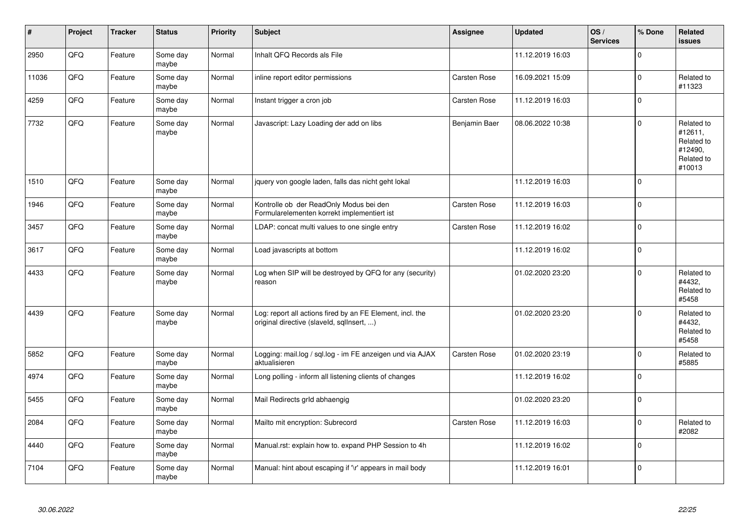| # | Project | Tracker | Status | Priority | Subject | Assignee | Updated | OS / Services | % Done | Related issues |
|---|---|---|---|---|---|---|---|---|---|---|
| 2950 | QFQ | Feature | Some day maybe | Normal | Inhalt QFQ Records als File | | 11.12.2019 16:03 | | 0 | |
| 11036 | QFQ | Feature | Some day maybe | Normal | inline report editor permissions | Carsten Rose | 16.09.2021 15:09 | | 0 | Related to #11323 |
| 4259 | QFQ | Feature | Some day maybe | Normal | Instant trigger a cron job | Carsten Rose | 11.12.2019 16:03 | | 0 | |
| 7732 | QFQ | Feature | Some day maybe | Normal | Javascript: Lazy Loading der add on libs | Benjamin Baer | 08.06.2022 10:38 | | 0 | Related to #12611, Related to #12490, Related to #10013 |
| 1510 | QFQ | Feature | Some day maybe | Normal | jquery von google laden, falls das nicht geht lokal | | 11.12.2019 16:03 | | 0 | |
| 1946 | QFQ | Feature | Some day maybe | Normal | Kontrolle ob der ReadOnly Modus bei den Formularelementen korrekt implementiert ist | Carsten Rose | 11.12.2019 16:03 | | 0 | |
| 3457 | QFQ | Feature | Some day maybe | Normal | LDAP: concat multi values to one single entry | Carsten Rose | 11.12.2019 16:02 | | 0 | |
| 3617 | QFQ | Feature | Some day maybe | Normal | Load javascripts at bottom | | 11.12.2019 16:02 | | 0 | |
| 4433 | QFQ | Feature | Some day maybe | Normal | Log when SIP will be destroyed by QFQ for any (security) reason | | 01.02.2020 23:20 | | 0 | Related to #4432, Related to #5458 |
| 4439 | QFQ | Feature | Some day maybe | Normal | Log: report all actions fired by an FE Element, incl. the original directive (slaveId, sqlInsert, ...) | | 01.02.2020 23:20 | | 0 | Related to #4432, Related to #5458 |
| 5852 | QFQ | Feature | Some day maybe | Normal | Logging: mail.log / sql.log - im FE anzeigen und via AJAX aktualisieren | Carsten Rose | 01.02.2020 23:19 | | 0 | Related to #5885 |
| 4974 | QFQ | Feature | Some day maybe | Normal | Long polling - inform all listening clients of changes | | 11.12.2019 16:02 | | 0 | |
| 5455 | QFQ | Feature | Some day maybe | Normal | Mail Redirects grId abhaengig | | 01.02.2020 23:20 | | 0 | |
| 2084 | QFQ | Feature | Some day maybe | Normal | Mailto mit encryption: Subrecord | Carsten Rose | 11.12.2019 16:03 | | 0 | Related to #2082 |
| 4440 | QFQ | Feature | Some day maybe | Normal | Manual.rst: explain how to. expand PHP Session to 4h | | 11.12.2019 16:02 | | 0 | |
| 7104 | QFQ | Feature | Some day maybe | Normal | Manual: hint about escaping if '\r' appears in mail body | | 11.12.2019 16:01 | | 0 | |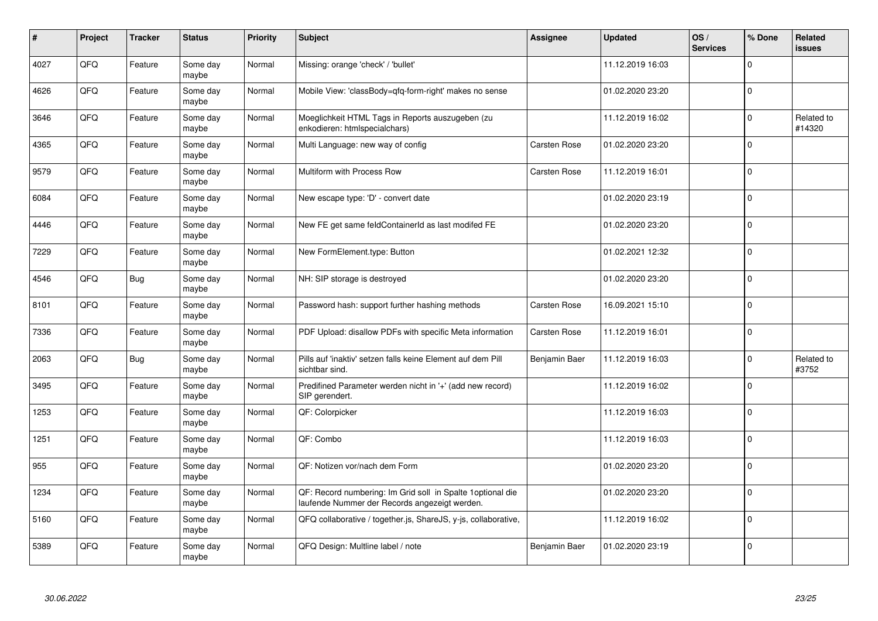| # | Project | Tracker | Status | Priority | Subject | Assignee | Updated | OS / Services | % Done | Related issues |
|---|---|---|---|---|---|---|---|---|---|---|
| 4027 | QFQ | Feature | Some day maybe | Normal | Missing: orange 'check' / 'bullet' | | 11.12.2019 16:03 | | 0 | |
| 4626 | QFQ | Feature | Some day maybe | Normal | Mobile View: 'classBody=qfq-form-right' makes no sense | | 01.02.2020 23:20 | | 0 | |
| 3646 | QFQ | Feature | Some day maybe | Normal | Moeglichkeit HTML Tags in Reports auszugeben (zu enkodieren: htmlspecialchars) | | 11.12.2019 16:02 | | 0 | Related to #14320 |
| 4365 | QFQ | Feature | Some day maybe | Normal | Multi Language: new way of config | Carsten Rose | 01.02.2020 23:20 | | 0 | |
| 9579 | QFQ | Feature | Some day maybe | Normal | Multiform with Process Row | Carsten Rose | 11.12.2019 16:01 | | 0 | |
| 6084 | QFQ | Feature | Some day maybe | Normal | New escape type: 'D' - convert date | | 01.02.2020 23:19 | | 0 | |
| 4446 | QFQ | Feature | Some day maybe | Normal | New FE get same feldContainerId as last modifed FE | | 01.02.2020 23:20 | | 0 | |
| 7229 | QFQ | Feature | Some day maybe | Normal | New FormElement.type: Button | | 01.02.2021 12:32 | | 0 | |
| 4546 | QFQ | Bug | Some day maybe | Normal | NH: SIP storage is destroyed | | 01.02.2020 23:20 | | 0 | |
| 8101 | QFQ | Feature | Some day maybe | Normal | Password hash: support further hashing methods | Carsten Rose | 16.09.2021 15:10 | | 0 | |
| 7336 | QFQ | Feature | Some day maybe | Normal | PDF Upload: disallow PDFs with specific Meta information | Carsten Rose | 11.12.2019 16:01 | | 0 | |
| 2063 | QFQ | Bug | Some day maybe | Normal | Pills auf 'inaktiv' setzen falls keine Element auf dem Pill sichtbar sind. | Benjamin Baer | 11.12.2019 16:03 | | 0 | Related to #3752 |
| 3495 | QFQ | Feature | Some day maybe | Normal | Predifined Parameter werden nicht in '+' (add new record) SIP gerendert. | | 11.12.2019 16:02 | | 0 | |
| 1253 | QFQ | Feature | Some day maybe | Normal | QF: Colorpicker | | 11.12.2019 16:03 | | 0 | |
| 1251 | QFQ | Feature | Some day maybe | Normal | QF: Combo | | 11.12.2019 16:03 | | 0 | |
| 955 | QFQ | Feature | Some day maybe | Normal | QF: Notizen vor/nach dem Form | | 01.02.2020 23:20 | | 0 | |
| 1234 | QFQ | Feature | Some day maybe | Normal | QF: Record numbering: Im Grid soll in Spalte 1optional die laufende Nummer der Records angezeigt werden. | | 01.02.2020 23:20 | | 0 | |
| 5160 | QFQ | Feature | Some day maybe | Normal | QFQ collaborative / together.js, ShareJS, y-js, collaborative, | | 11.12.2019 16:02 | | 0 | |
| 5389 | QFQ | Feature | Some day maybe | Normal | QFQ Design: Multline label / note | Benjamin Baer | 01.02.2020 23:19 | | 0 | |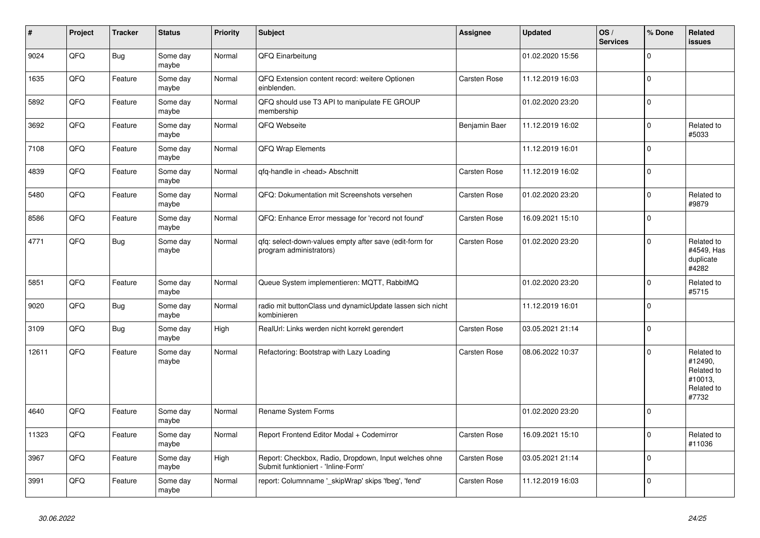| # | Project | Tracker | Status | Priority | Subject | Assignee | Updated | OS / Services | % Done | Related issues |
|---|---|---|---|---|---|---|---|---|---|---|
| 9024 | QFQ | Bug | Some day maybe | Normal | QFQ Einarbeitung | | 01.02.2020 15:56 | | 0 | |
| 1635 | QFQ | Feature | Some day maybe | Normal | QFQ Extension content record: weitere Optionen einblenden. | Carsten Rose | 11.12.2019 16:03 | | 0 | |
| 5892 | QFQ | Feature | Some day maybe | Normal | QFQ should use T3 API to manipulate FE GROUP membership | | 01.02.2020 23:20 | | 0 | |
| 3692 | QFQ | Feature | Some day maybe | Normal | QFQ Webseite | Benjamin Baer | 11.12.2019 16:02 | | 0 | Related to #5033 |
| 7108 | QFQ | Feature | Some day maybe | Normal | QFQ Wrap Elements | | 11.12.2019 16:01 | | 0 | |
| 4839 | QFQ | Feature | Some day maybe | Normal | qfq-handle in <head> Abschnitt | Carsten Rose | 11.12.2019 16:02 | | 0 | |
| 5480 | QFQ | Feature | Some day maybe | Normal | QFQ: Dokumentation mit Screenshots versehen | Carsten Rose | 01.02.2020 23:20 | | 0 | Related to #9879 |
| 8586 | QFQ | Feature | Some day maybe | Normal | QFQ: Enhance Error message for 'record not found' | Carsten Rose | 16.09.2021 15:10 | | 0 | |
| 4771 | QFQ | Bug | Some day maybe | Normal | qfq: select-down-values empty after save (edit-form for program administrators) | Carsten Rose | 01.02.2020 23:20 | | 0 | Related to #4549, Has duplicate #4282 |
| 5851 | QFQ | Feature | Some day maybe | Normal | Queue System implementieren: MQTT, RabbitMQ | | 01.02.2020 23:20 | | 0 | Related to #5715 |
| 9020 | QFQ | Bug | Some day maybe | Normal | radio mit buttonClass und dynamicUpdate lassen sich nicht kombinieren | | 11.12.2019 16:01 | | 0 | |
| 3109 | QFQ | Bug | Some day maybe | High | RealUrl: Links werden nicht korrekt gerendert | Carsten Rose | 03.05.2021 21:14 | | 0 | |
| 12611 | QFQ | Feature | Some day maybe | Normal | Refactoring: Bootstrap with Lazy Loading | Carsten Rose | 08.06.2022 10:37 | | 0 | Related to #12490, Related to #10013, Related to #7732 |
| 4640 | QFQ | Feature | Some day maybe | Normal | Rename System Forms | | 01.02.2020 23:20 | | 0 | |
| 11323 | QFQ | Feature | Some day maybe | Normal | Report Frontend Editor Modal + Codemirror | Carsten Rose | 16.09.2021 15:10 | | 0 | Related to #11036 |
| 3967 | QFQ | Feature | Some day maybe | High | Report: Checkbox, Radio, Dropdown, Input welches ohne Submit funktioniert - 'Inline-Form' | Carsten Rose | 03.05.2021 21:14 | | 0 | |
| 3991 | QFQ | Feature | Some day maybe | Normal | report: Columnname '_skipWrap' skips 'fbeg', 'fend' | Carsten Rose | 11.12.2019 16:03 | | 0 | |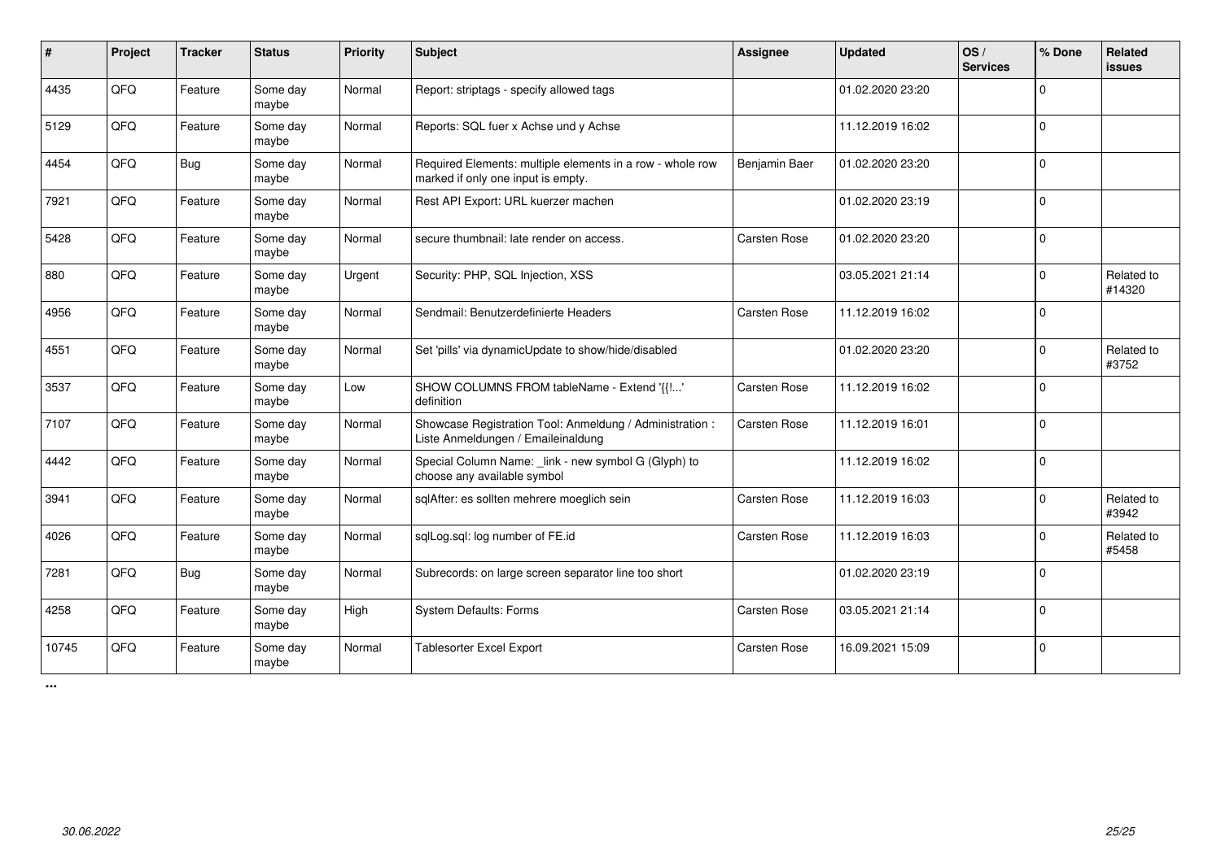| # | Project | Tracker | Status | Priority | Subject | Assignee | Updated | OS / Services | % Done | Related issues |
|---|---|---|---|---|---|---|---|---|---|---|
| 4435 | QFQ | Feature | Some day maybe | Normal | Report: striptags - specify allowed tags | | 01.02.2020 23:20 | | 0 | |
| 5129 | QFQ | Feature | Some day maybe | Normal | Reports: SQL fuer x Achse und y Achse | | 11.12.2019 16:02 | | 0 | |
| 4454 | QFQ | Bug | Some day maybe | Normal | Required Elements: multiple elements in a row - whole row marked if only one input is empty. | Benjamin Baer | 01.02.2020 23:20 | | 0 | |
| 7921 | QFQ | Feature | Some day maybe | Normal | Rest API Export: URL kuerzer machen | | 01.02.2020 23:19 | | 0 | |
| 5428 | QFQ | Feature | Some day maybe | Normal | secure thumbnail: late render on access. | Carsten Rose | 01.02.2020 23:20 | | 0 | |
| 880 | QFQ | Feature | Some day maybe | Urgent | Security: PHP, SQL Injection, XSS | | 03.05.2021 21:14 | | 0 | Related to #14320 |
| 4956 | QFQ | Feature | Some day maybe | Normal | Sendmail: Benutzerdefinierte Headers | Carsten Rose | 11.12.2019 16:02 | | 0 | |
| 4551 | QFQ | Feature | Some day maybe | Normal | Set 'pills' via dynamicUpdate to show/hide/disabled | | 01.02.2020 23:20 | | 0 | Related to #3752 |
| 3537 | QFQ | Feature | Some day maybe | Low | SHOW COLUMNS FROM tableName - Extend '{{!...' definition | Carsten Rose | 11.12.2019 16:02 | | 0 | |
| 7107 | QFQ | Feature | Some day maybe | Normal | Showcase Registration Tool: Anmeldung / Administration : Liste Anmeldungen / Emaileinaldung | Carsten Rose | 11.12.2019 16:01 | | 0 | |
| 4442 | QFQ | Feature | Some day maybe | Normal | Special Column Name: _link - new symbol G (Glyph) to choose any available symbol | | 11.12.2019 16:02 | | 0 | |
| 3941 | QFQ | Feature | Some day maybe | Normal | sqlAfter: es sollten mehrere moeglich sein | Carsten Rose | 11.12.2019 16:03 | | 0 | Related to #3942 |
| 4026 | QFQ | Feature | Some day maybe | Normal | sqlLog.sql: log number of FE.id | Carsten Rose | 11.12.2019 16:03 | | 0 | Related to #5458 |
| 7281 | QFQ | Bug | Some day maybe | Normal | Subrecords: on large screen separator line too short | | 01.02.2020 23:19 | | 0 | |
| 4258 | QFQ | Feature | Some day maybe | High | System Defaults: Forms | Carsten Rose | 03.05.2021 21:14 | | 0 | |
| 10745 | QFQ | Feature | Some day maybe | Normal | Tablesorter Excel Export | Carsten Rose | 16.09.2021 15:09 | | 0 | |

...